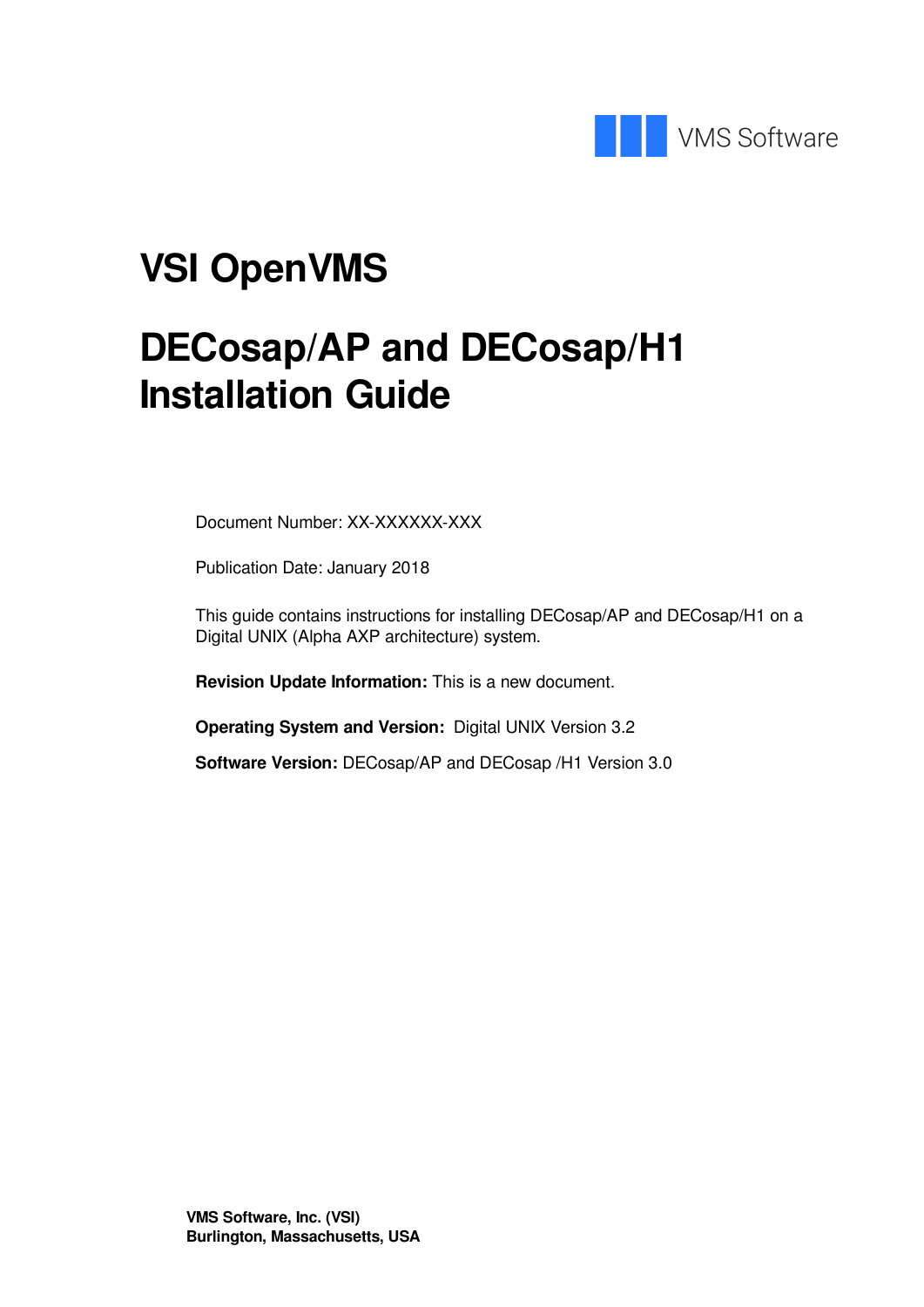VMS Software

# VSI OpenVMS

# DECosap/AP and DECosap/H1 Installation Guide

Document Number: XX-XXXXXX-XXX

Publication Date: January 2018

This guide contains instructions for installing DECosap/AP and DECosap/H1 on a Digital UNIX (Alpha AXP architecture) system.

**Revision Update Information:** This is a new document.

**Operating System and Version:** Digital UNIX Version 3.2

**Software Version:** DECosap/AP and DECosap /H1 Version 3.0

**VMS Software, Inc. (VSI)**
**Burlington, Massachusetts, USA**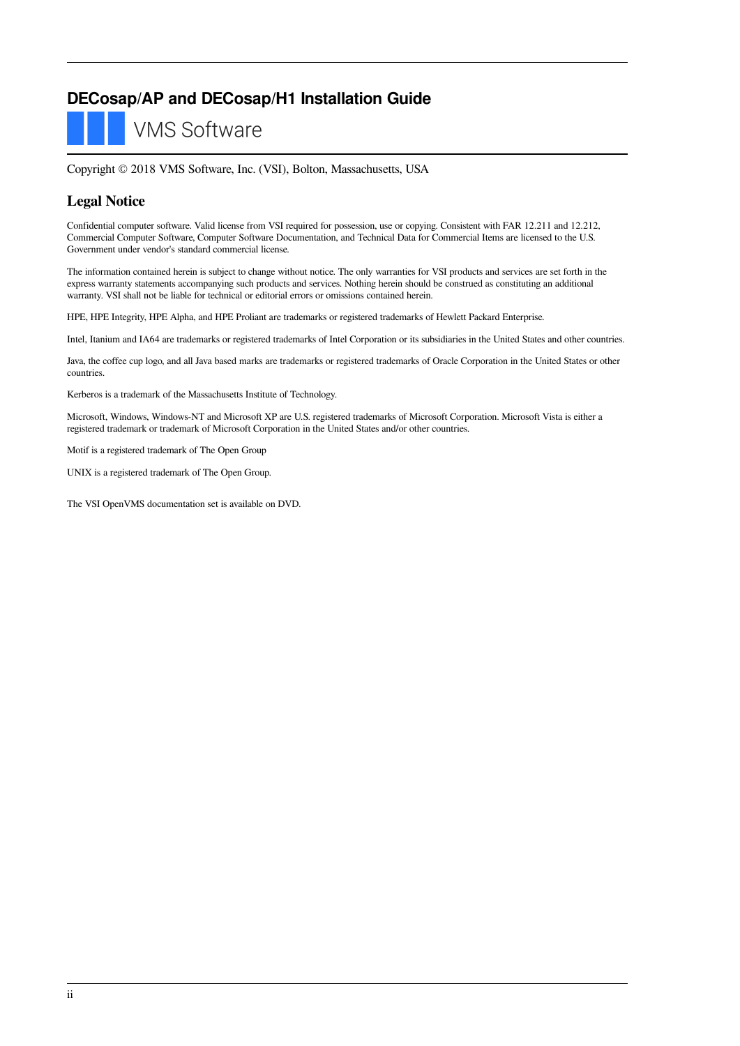# DECosap/AP and DECosap/H1 Installation Guide

VMS Software

Copyright © 2018 VMS Software, Inc. (VSI), Bolton, Massachusetts, USA

## Legal Notice

Confidential computer software. Valid license from VSI required for possession, use or copying. Consistent with FAR 12.211 and 12.212, Commercial Computer Software, Computer Software Documentation, and Technical Data for Commercial Items are licensed to the U.S. Government under vendor's standard commercial license.

The information contained herein is subject to change without notice. The only warranties for VSI products and services are set forth in the express warranty statements accompanying such products and services. Nothing herein should be construed as constituting an additional warranty. VSI shall not be liable for technical or editorial errors or omissions contained herein.

HPE, HPE Integrity, HPE Alpha, and HPE Proliant are trademarks or registered trademarks of Hewlett Packard Enterprise.

Intel, Itanium and IA64 are trademarks or registered trademarks of Intel Corporation or its subsidiaries in the United States and other countries.

Java, the coffee cup logo, and all Java based marks are trademarks or registered trademarks of Oracle Corporation in the United States or other countries.

Kerberos is a trademark of the Massachusetts Institute of Technology.

Microsoft, Windows, Windows-NT and Microsoft XP are U.S. registered trademarks of Microsoft Corporation. Microsoft Vista is either a registered trademark or trademark of Microsoft Corporation in the United States and/or other countries.

Motif is a registered trademark of The Open Group

UNIX is a registered trademark of The Open Group.

The VSI OpenVMS documentation set is available on DVD.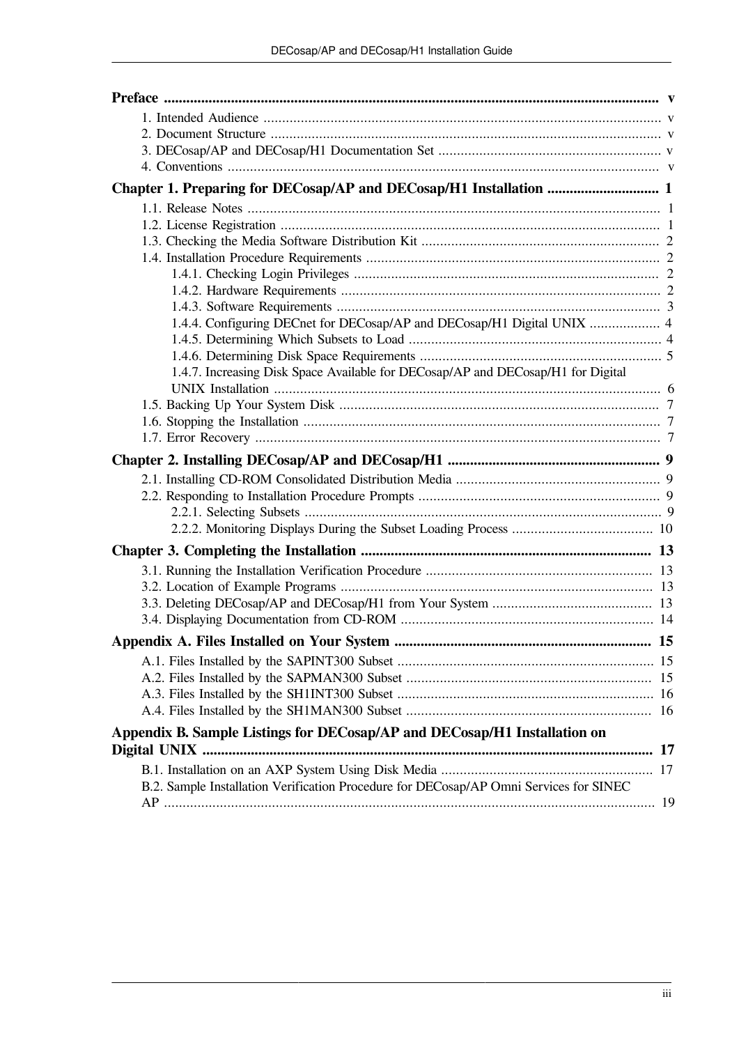**Preface** ..................................................................................................................................... v

1. Intended Audience ........................................................................................................... v
2. Document Structure ......................................................................................................... v
3. DECosap/AP and DECosap/H1 Documentation Set ............................................................ v
4. Conventions .................................................................................................................... v

**Chapter 1. Preparing for DECosap/AP and DECosap/H1 Installation** .............................. 1

1.1. Release Notes ............................................................................................................... 1
1.2. License Registration ...................................................................................................... 1
1.3. Checking the Media Software Distribution Kit ................................................................ 2
1.4. Installation Procedure Requirements ............................................................................... 2
 - 1.4.1. Checking Login Privileges .................................................................................. 2
 - 1.4.2. Hardware Requirements ...................................................................................... 2
 - 1.4.3. Software Requirements ....................................................................................... 3
 - 1.4.4. Configuring DECnet for DECosap/AP and DECosap/H1 Digital UNIX ................... 4
 - 1.4.5. Determining Which Subsets to Load .................................................................... 4
 - 1.4.6. Determining Disk Space Requirements ................................................................. 5
 - 1.4.7. Increasing Disk Space Available for DECosap/AP and DECosap/H1 for Digital UNIX Installation ........................................................................................................ 6

1.5. Backing Up Your System Disk ...................................................................................... 7
1.6. Stopping the Installation ................................................................................................ 7
1.7. Error Recovery ............................................................................................................. 7

**Chapter 2. Installing DECosap/AP and DECosap/H1** ........................................................ 9

2.1. Installing CD-ROM Consolidated Distribution Media ....................................................... 9
2.2. Responding to Installation Procedure Prompts ................................................................. 9
 - 2.2.1. Selecting Subsets ................................................................................................ 9
 - 2.2.2. Monitoring Displays During the Subset Loading Process ...................................... 10

**Chapter 3. Completing the Installation** ............................................................................ 13

3.1. Running the Installation Verification Procedure ............................................................. 13
3.2. Location of Example Programs .................................................................................... 13
3.3. Deleting DECosap/AP and DECosap/H1 from Your System ........................................... 13
3.4. Displaying Documentation from CD-ROM .................................................................... 14

**Appendix A. Files Installed on Your System** .................................................................... 15

A.1. Files Installed by the SAPINT300 Subset ..................................................................... 15
A.2. Files Installed by the SAPMAN300 Subset .................................................................. 15
A.3. Files Installed by the SH1INT300 Subset ..................................................................... 16
A.4. Files Installed by the SH1MAN300 Subset .................................................................. 16

**Appendix B. Sample Listings for DECosap/AP and DECosap/H1 Installation on Digital UNIX** ....................................................................................................................... 17

B.1. Installation on an AXP System Using Disk Media ......................................................... 17
B.2. Sample Installation Verification Procedure for DECosap/AP Omni Services for SINEC AP ................................................................................................................................... 19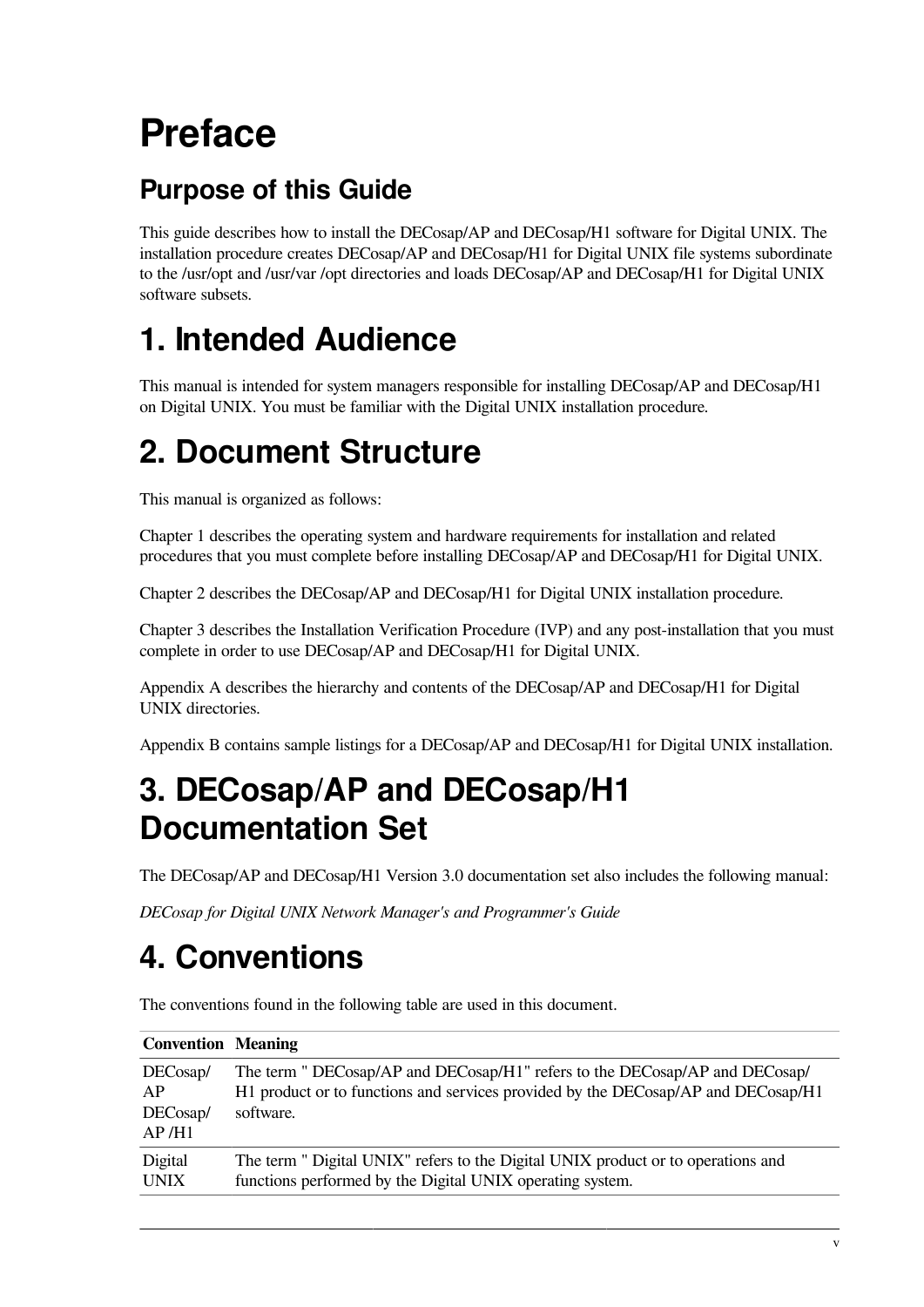# Preface

## Purpose of this Guide

This guide describes how to install the DECosap/AP and DECosap/H1 software for Digital UNIX. The installation procedure creates DECosap/AP and DECosap/H1 for Digital UNIX file systems subordinate to the /usr/opt and /usr/var /opt directories and loads DECosap/AP and DECosap/H1 for Digital UNIX software subsets.

# 1. Intended Audience

This manual is intended for system managers responsible for installing DECosap/AP and DECosap/H1 on Digital UNIX. You must be familiar with the Digital UNIX installation procedure.

# 2. Document Structure

This manual is organized as follows:

Chapter 1 describes the operating system and hardware requirements for installation and related procedures that you must complete before installing DECosap/AP and DECosap/H1 for Digital UNIX.

Chapter 2 describes the DECosap/AP and DECosap/H1 for Digital UNIX installation procedure.

Chapter 3 describes the Installation Verification Procedure (IVP) and any post-installation that you must complete in order to use DECosap/AP and DECosap/H1 for Digital UNIX.

Appendix A describes the hierarchy and contents of the DECosap/AP and DECosap/H1 for Digital UNIX directories.

Appendix B contains sample listings for a DECosap/AP and DECosap/H1 for Digital UNIX installation.

# 3. DECosap/AP and DECosap/H1 Documentation Set

The DECosap/AP and DECosap/H1 Version 3.0 documentation set also includes the following manual:

*DECosap for Digital UNIX Network Manager's and Programmer's Guide*

# 4. Conventions

The conventions found in the following table are used in this document.

| Convention | Meaning |
|---|---|
| DECosap/AP DECosap/AP /H1 | The term " DECosap/AP and DECosap/H1" refers to the DECosap/AP and DECosap/H1 product or to functions and services provided by the DECosap/AP and DECosap/H1 software. |
| Digital UNIX | The term " Digital UNIX" refers to the Digital UNIX product or to operations and functions performed by the Digital UNIX operating system. |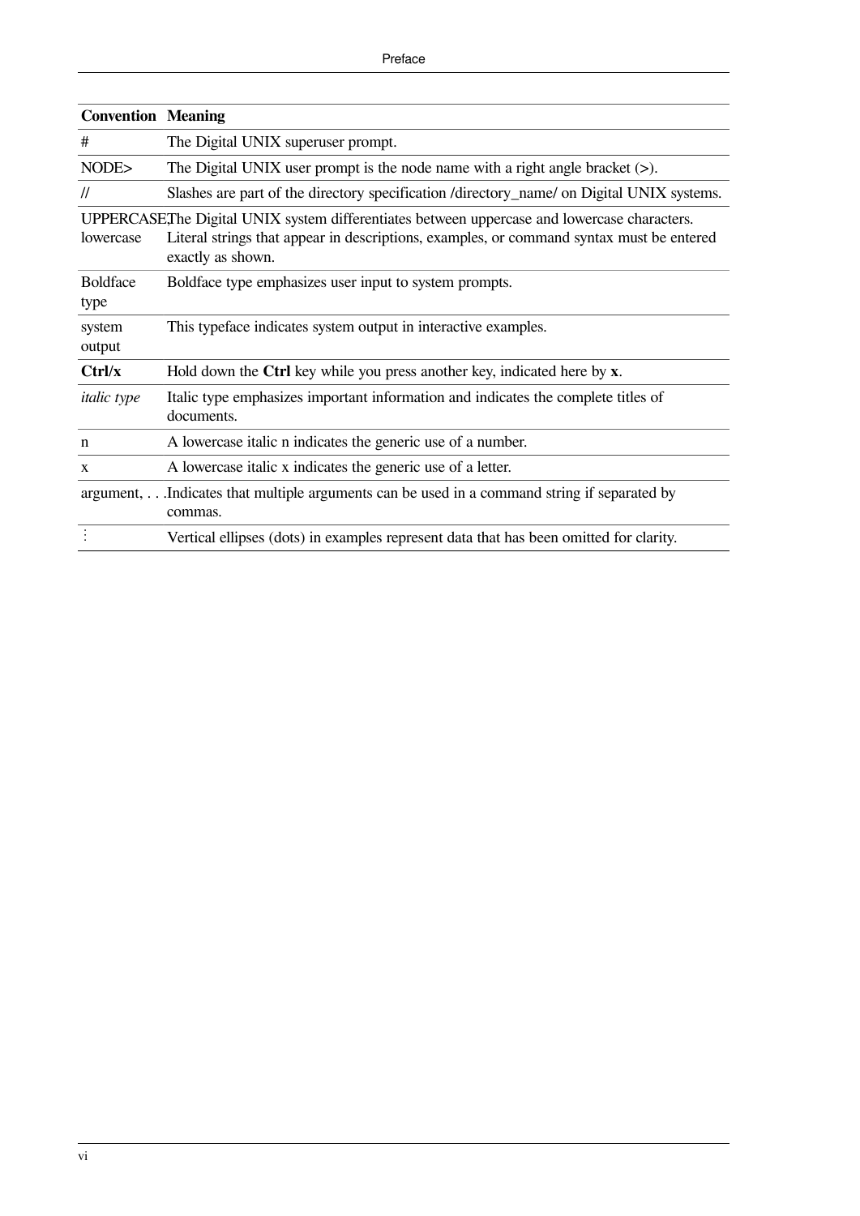| Convention | Meaning |
| --- | --- |
| # | The Digital UNIX superuser prompt. |
| NODE> | The Digital UNIX user prompt is the node name with a right angle bracket (>). |
| // | Slashes are part of the directory specification /directory_name/ on Digital UNIX systems. |
| UPPERCASE, lowercase | The Digital UNIX system differentiates between uppercase and lowercase characters. Literal strings that appear in descriptions, examples, or command syntax must be entered exactly as shown. |
| Boldface type | Boldface type emphasizes user input to system prompts. |
| system output | This typeface indicates system output in interactive examples. |
| **Ctrl/x** | Hold down the **Ctrl** key while you press another key, indicated here by **x**. |
| *italic type* | Italic type emphasizes important information and indicates the complete titles of documents. |
| n | A lowercase italic n indicates the generic use of a number. |
| x | A lowercase italic x indicates the generic use of a letter. |
| argument, . . . | Indicates that multiple arguments can be used in a command string if separated by commas. |
| ⋮ | Vertical ellipses (dots) in examples represent data that has been omitted for clarity. |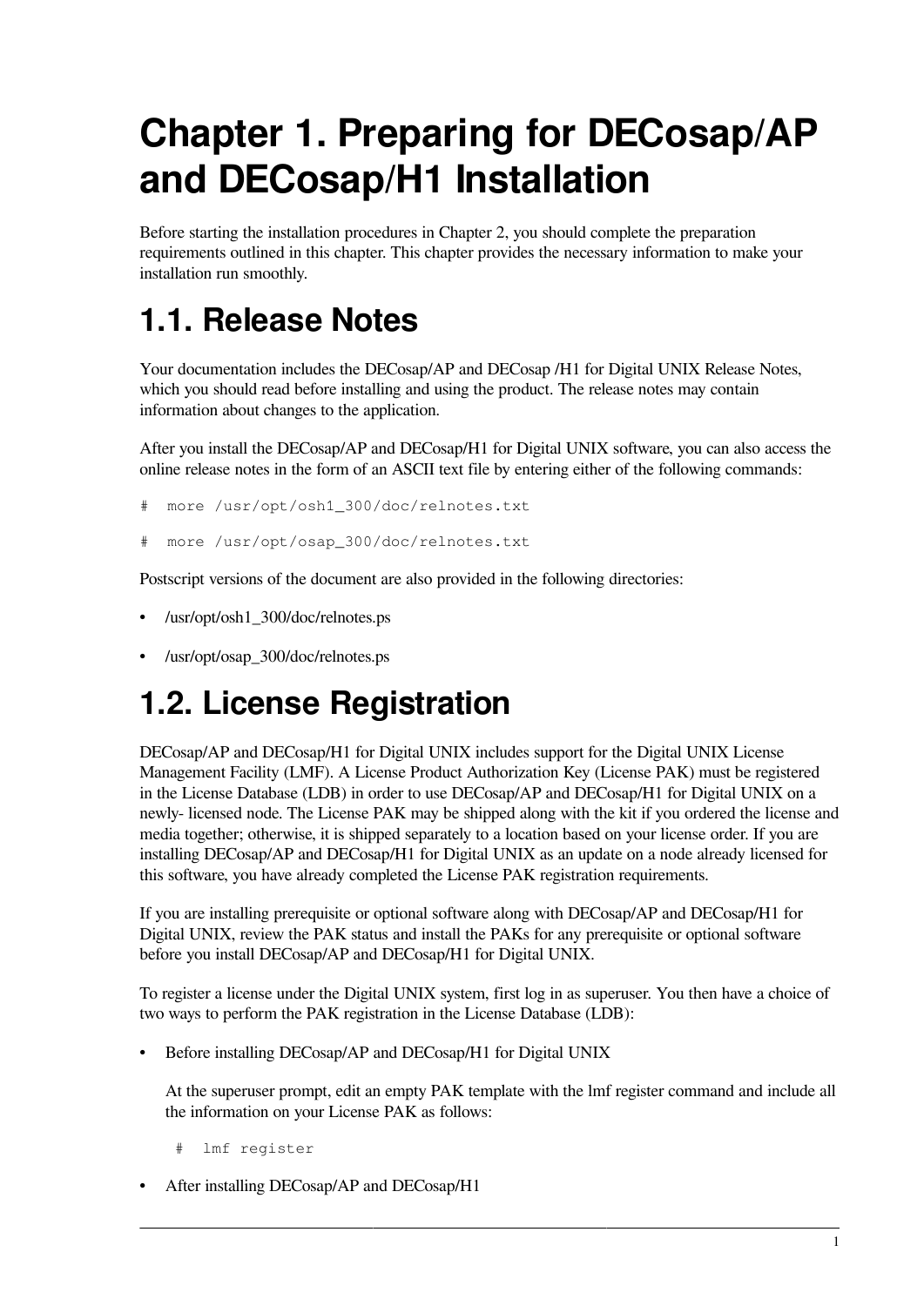# Chapter 1. Preparing for DECosap/AP and DECosap/H1 Installation

Before starting the installation procedures in Chapter 2, you should complete the preparation requirements outlined in this chapter. This chapter provides the necessary information to make your installation run smoothly.

## 1.1. Release Notes

Your documentation includes the DECosap/AP and DECosap /H1 for Digital UNIX Release Notes, which you should read before installing and using the product. The release notes may contain information about changes to the application.

After you install the DECosap/AP and DECosap/H1 for Digital UNIX software, you can also access the online release notes in the form of an ASCII text file by entering either of the following commands:

```
#  more /usr/opt/osh1_300/doc/relnotes.txt
```

```
#  more /usr/opt/osap_300/doc/relnotes.txt
```

Postscript versions of the document are also provided in the following directories:

- /usr/opt/osh1_300/doc/relnotes.ps
- /usr/opt/osap_300/doc/relnotes.ps

## 1.2. License Registration

DECosap/AP and DECosap/H1 for Digital UNIX includes support for the Digital UNIX License Management Facility (LMF). A License Product Authorization Key (License PAK) must be registered in the License Database (LDB) in order to use DECosap/AP and DECosap/H1 for Digital UNIX on a newly- licensed node. The License PAK may be shipped along with the kit if you ordered the license and media together; otherwise, it is shipped separately to a location based on your license order. If you are installing DECosap/AP and DECosap/H1 for Digital UNIX as an update on a node already licensed for this software, you have already completed the License PAK registration requirements.

If you are installing prerequisite or optional software along with DECosap/AP and DECosap/H1 for Digital UNIX, review the PAK status and install the PAKs for any prerequisite or optional software before you install DECosap/AP and DECosap/H1 for Digital UNIX.

To register a license under the Digital UNIX system, first log in as superuser. You then have a choice of two ways to perform the PAK registration in the License Database (LDB):

- Before installing DECosap/AP and DECosap/H1 for Digital UNIX

  At the superuser prompt, edit an empty PAK template with the lmf register command and include all the information on your License PAK as follows:

  ```
  #  lmf register
  ```

- After installing DECosap/AP and DECosap/H1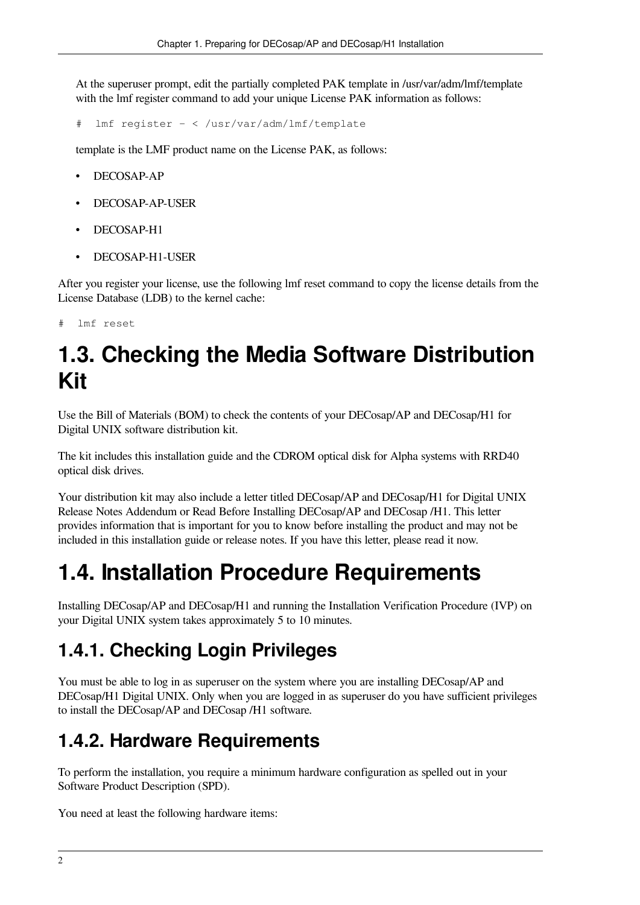At the superuser prompt, edit the partially completed PAK template in /usr/var/adm/lmf/template with the lmf register command to add your unique License PAK information as follows:

```
#  lmf register - < /usr/var/adm/lmf/template
```

template is the LMF product name on the License PAK, as follows:

- DECOSAP-AP
- DECOSAP-AP-USER
- DECOSAP-H1
- DECOSAP-H1-USER

After you register your license, use the following lmf reset command to copy the license details from the License Database (LDB) to the kernel cache:

```
#  lmf reset
```

# 1.3. Checking the Media Software Distribution Kit

Use the Bill of Materials (BOM) to check the contents of your DECosap/AP and DECosap/H1 for Digital UNIX software distribution kit.

The kit includes this installation guide and the CDROM optical disk for Alpha systems with RRD40 optical disk drives.

Your distribution kit may also include a letter titled DECosap/AP and DECosap/H1 for Digital UNIX Release Notes Addendum or Read Before Installing DECosap/AP and DECosap /H1. This letter provides information that is important for you to know before installing the product and may not be included in this installation guide or release notes. If you have this letter, please read it now.

# 1.4. Installation Procedure Requirements

Installing DECosap/AP and DECosap/H1 and running the Installation Verification Procedure (IVP) on your Digital UNIX system takes approximately 5 to 10 minutes.

## 1.4.1. Checking Login Privileges

You must be able to log in as superuser on the system where you are installing DECosap/AP and DECosap/H1 Digital UNIX. Only when you are logged in as superuser do you have sufficient privileges to install the DECosap/AP and DECosap /H1 software.

## 1.4.2. Hardware Requirements

To perform the installation, you require a minimum hardware configuration as spelled out in your Software Product Description (SPD).

You need at least the following hardware items: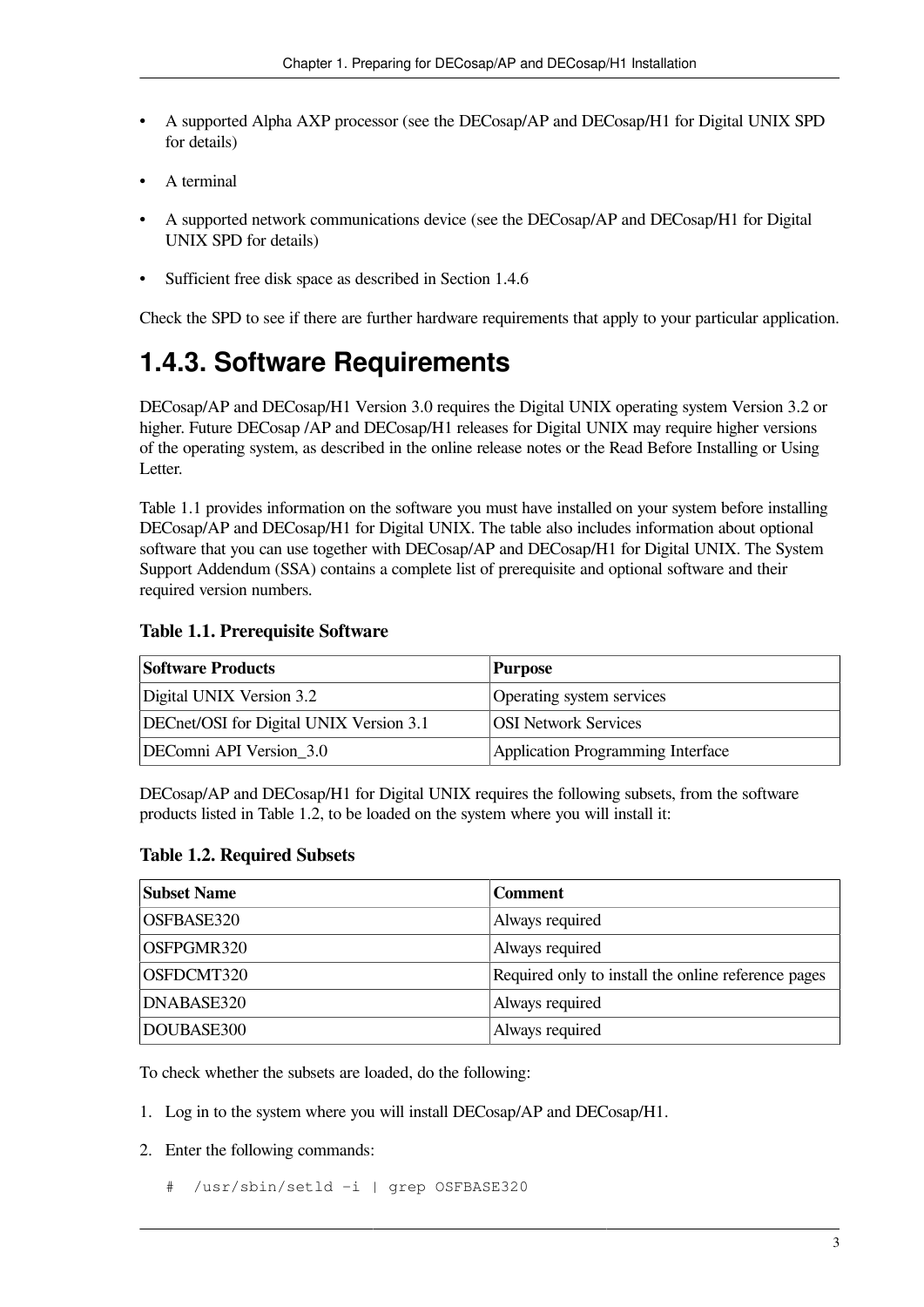- A supported Alpha AXP processor (see the DECosap/AP and DECosap/H1 for Digital UNIX SPD for details)
- A terminal
- A supported network communications device (see the DECosap/AP and DECosap/H1 for Digital UNIX SPD for details)
- Sufficient free disk space as described in Section 1.4.6

Check the SPD to see if there are further hardware requirements that apply to your particular application.

## 1.4.3. Software Requirements

DECosap/AP and DECosap/H1 Version 3.0 requires the Digital UNIX operating system Version 3.2 or higher. Future DECosap /AP and DECosap/H1 releases for Digital UNIX may require higher versions of the operating system, as described in the online release notes or the Read Before Installing or Using Letter.

Table 1.1 provides information on the software you must have installed on your system before installing DECosap/AP and DECosap/H1 for Digital UNIX. The table also includes information about optional software that you can use together with DECosap/AP and DECosap/H1 for Digital UNIX. The System Support Addendum (SSA) contains a complete list of prerequisite and optional software and their required version numbers.

**Table 1.1. Prerequisite Software**

| Software Products | Purpose |
|---|---|
| Digital UNIX Version 3.2 | Operating system services |
| DECnet/OSI for Digital UNIX Version 3.1 | OSI Network Services |
| DEComni API Version_3.0 | Application Programming Interface |

DECosap/AP and DECosap/H1 for Digital UNIX requires the following subsets, from the software products listed in Table 1.2, to be loaded on the system where you will install it:

**Table 1.2. Required Subsets**

| Subset Name | Comment |
|---|---|
| OSFBASE320 | Always required |
| OSFPGMR320 | Always required |
| OSFDCMT320 | Required only to install the online reference pages |
| DNABASE320 | Always required |
| DOUBASE300 | Always required |

To check whether the subsets are loaded, do the following:

1. Log in to the system where you will install DECosap/AP and DECosap/H1.
2. Enter the following commands:

```
#  /usr/sbin/setld -i | grep OSFBASE320
```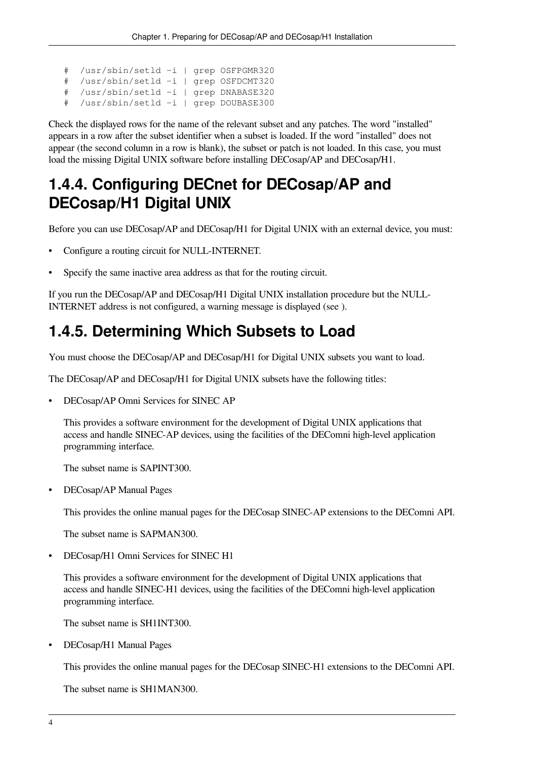```
# /usr/sbin/setld -i | grep OSFPGMR320
# /usr/sbin/setld -i | grep OSFDCMT320
# /usr/sbin/setld -i | grep DNABASE320
# /usr/sbin/setld -i | grep DOUBASE300
```

Check the displayed rows for the name of the relevant subset and any patches. The word "installed" appears in a row after the subset identifier when a subset is loaded. If the word "installed" does not appear (the second column in a row is blank), the subset or patch is not loaded. In this case, you must load the missing Digital UNIX software before installing DECosap/AP and DECosap/H1.

## 1.4.4. Configuring DECnet for DECosap/AP and DECosap/H1 Digital UNIX

Before you can use DECosap/AP and DECosap/H1 for Digital UNIX with an external device, you must:

- Configure a routing circuit for NULL-INTERNET.
- Specify the same inactive area address as that for the routing circuit.

If you run the DECosap/AP and DECosap/H1 Digital UNIX installation procedure but the NULL-INTERNET address is not configured, a warning message is displayed (see ).

## 1.4.5. Determining Which Subsets to Load

You must choose the DECosap/AP and DECosap/H1 for Digital UNIX subsets you want to load.

The DECosap/AP and DECosap/H1 for Digital UNIX subsets have the following titles:

- DECosap/AP Omni Services for SINEC AP

  This provides a software environment for the development of Digital UNIX applications that access and handle SINEC-AP devices, using the facilities of the DEComni high-level application programming interface.

  The subset name is SAPINT300.

- DECosap/AP Manual Pages

  This provides the online manual pages for the DECosap SINEC-AP extensions to the DEComni API.

  The subset name is SAPMAN300.

- DECosap/H1 Omni Services for SINEC H1

  This provides a software environment for the development of Digital UNIX applications that access and handle SINEC-H1 devices, using the facilities of the DEComni high-level application programming interface.

  The subset name is SH1INT300.

- DECosap/H1 Manual Pages

  This provides the online manual pages for the DECosap SINEC-H1 extensions to the DEComni API.

  The subset name is SH1MAN300.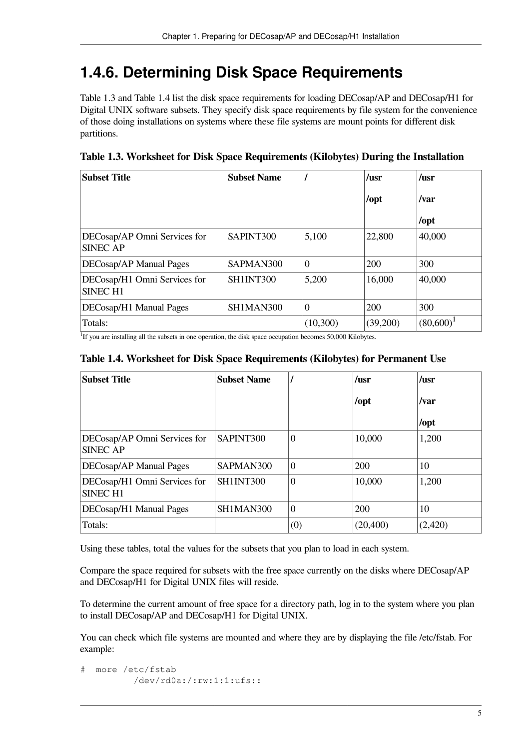## 1.4.6. Determining Disk Space Requirements

Table 1.3 and Table 1.4 list the disk space requirements for loading DECosap/AP and DECosap/H1 for Digital UNIX software subsets. They specify disk space requirements by file system for the convenience of those doing installations on systems where these file systems are mount points for different disk partitions.

**Table 1.3. Worksheet for Disk Space Requirements (Kilobytes) During the Installation**

| Subset Title | Subset Name | / | /usr /opt | /usr /var /opt |
|---|---|---|---|---|
| DECosap/AP Omni Services for SINEC AP | SAPINT300 | 5,100 | 22,800 | 40,000 |
| DECosap/AP Manual Pages | SAPMAN300 | 0 | 200 | 300 |
| DECosap/H1 Omni Services for SINEC H1 | SH1INT300 | 5,200 | 16,000 | 40,000 |
| DECosap/H1 Manual Pages | SH1MAN300 | 0 | 200 | 300 |
| Totals: | | (10,300) | (39,200) | (80,600)[1] |

[1]If you are installing all the subsets in one operation, the disk space occupation becomes 50,000 Kilobytes.

**Table 1.4. Worksheet for Disk Space Requirements (Kilobytes) for Permanent Use**

| Subset Title | Subset Name | / | /usr /opt | /usr /var /opt |
|---|---|---|---|---|
| DECosap/AP Omni Services for SINEC AP | SAPINT300 | 0 | 10,000 | 1,200 |
| DECosap/AP Manual Pages | SAPMAN300 | 0 | 200 | 10 |
| DECosap/H1 Omni Services for SINEC H1 | SH1INT300 | 0 | 10,000 | 1,200 |
| DECosap/H1 Manual Pages | SH1MAN300 | 0 | 200 | 10 |
| Totals: | | (0) | (20,400) | (2,420) |

Using these tables, total the values for the subsets that you plan to load in each system.

Compare the space required for subsets with the free space currently on the disks where DECosap/AP and DECosap/H1 for Digital UNIX files will reside.

To determine the current amount of free space for a directory path, log in to the system where you plan to install DECosap/AP and DECosap/H1 for Digital UNIX.

You can check which file systems are mounted and where they are by displaying the file /etc/fstab. For example:

```
#  more /etc/fstab
          /dev/rd0a:/:rw:1:1:ufs::
```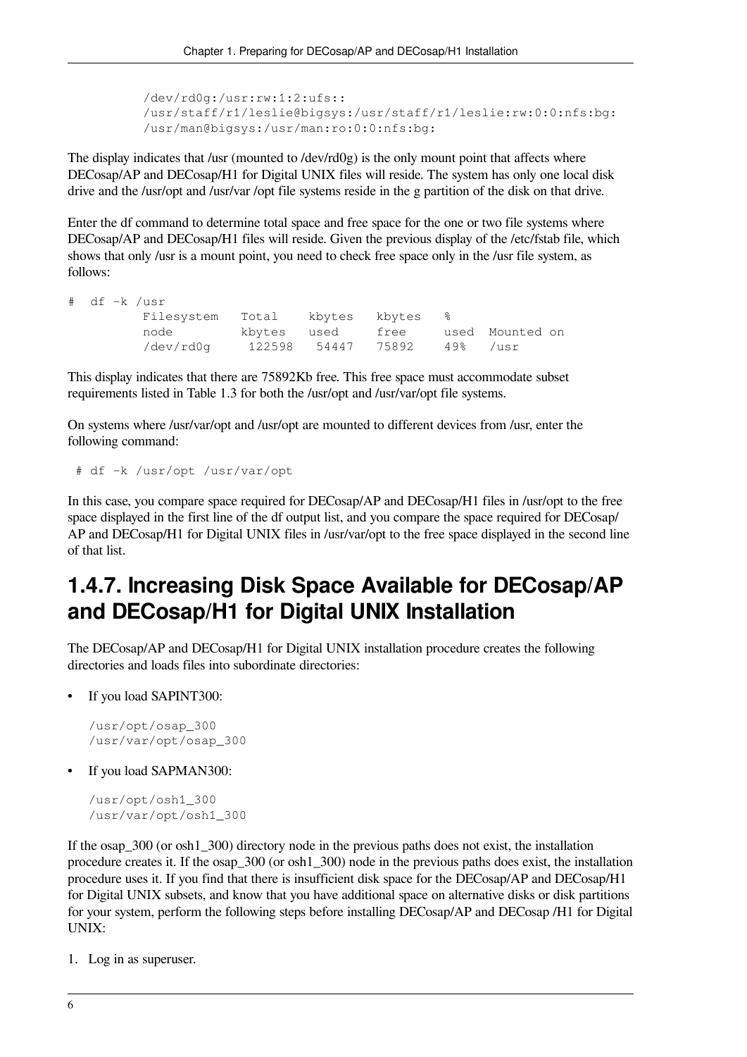```
/dev/rd0g:/usr:rw:1:2:ufs::
/usr/staff/r1/leslie@bigsys:/usr/staff/r1/leslie:rw:0:0:nfs:bg:
/usr/man@bigsys:/usr/man:ro:0:0:nfs:bg:
```

The display indicates that /usr (mounted to /dev/rd0g) is the only mount point that affects where DECosap/AP and DECosap/H1 for Digital UNIX files will reside. The system has only one local disk drive and the /usr/opt and /usr/var /opt file systems reside in the g partition of the disk on that drive.

Enter the df command to determine total space and free space for the one or two file systems where DECosap/AP and DECosap/H1 files will reside. Given the previous display of the /etc/fstab file, which shows that only /usr is a mount point, you need to check free space only in the /usr file system, as follows:

```
#  df -k /usr
         Filesystem   Total    kbytes   kbytes   %
         node         kbytes   used     free     used  Mounted on
         /dev/rd0g     122598   54447   75892    49%   /usr
```

This display indicates that there are 75892Kb free. This free space must accommodate subset requirements listed in Table 1.3 for both the /usr/opt and /usr/var/opt file systems.

On systems where /usr/var/opt and /usr/opt are mounted to different devices from /usr, enter the following command:

```
 # df -k /usr/opt /usr/var/opt
```

In this case, you compare space required for DECosap/AP and DECosap/H1 files in /usr/opt to the free space displayed in the first line of the df output list, and you compare the space required for DECosap/AP and DECosap/H1 for Digital UNIX files in /usr/var/opt to the free space displayed in the second line of that list.

## 1.4.7. Increasing Disk Space Available for DECosap/AP and DECosap/H1 for Digital UNIX Installation

The DECosap/AP and DECosap/H1 for Digital UNIX installation procedure creates the following directories and loads files into subordinate directories:

- If you load SAPINT300:

  ```
  /usr/opt/osap_300
  /usr/var/opt/osap_300
  ```

- If you load SAPMAN300:

  ```
  /usr/opt/osh1_300
  /usr/var/opt/osh1_300
  ```

If the osap_300 (or osh1_300) directory node in the previous paths does not exist, the installation procedure creates it. If the osap_300 (or osh1_300) node in the previous paths does exist, the installation procedure uses it. If you find that there is insufficient disk space for the DECosap/AP and DECosap/H1 for Digital UNIX subsets, and know that you have additional space on alternative disks or disk partitions for your system, perform the following steps before installing DECosap/AP and DECosap /H1 for Digital UNIX:

1. Log in as superuser.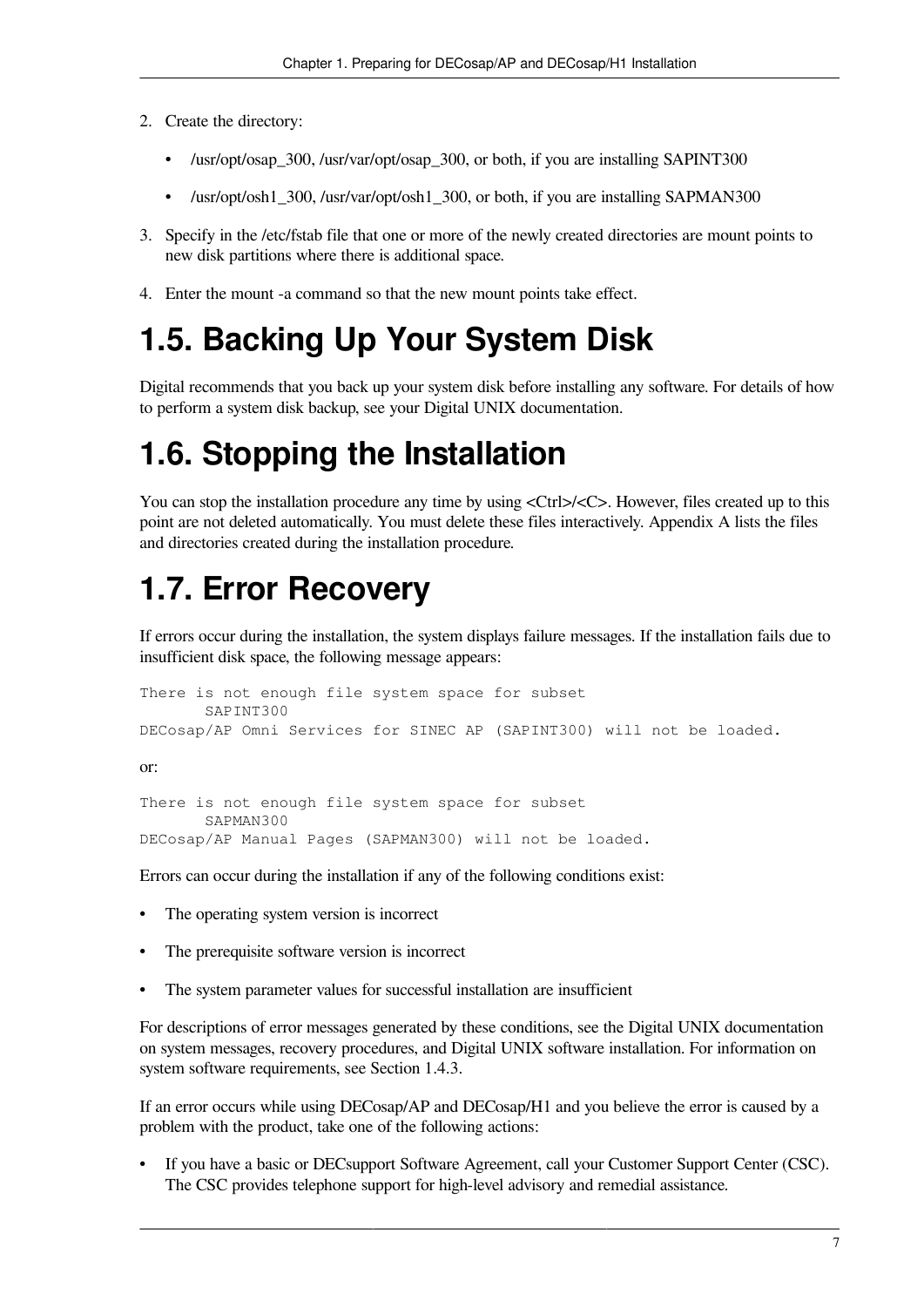2. Create the directory:

   - /usr/opt/osap_300, /usr/var/opt/osap_300, or both, if you are installing SAPINT300
   - /usr/opt/osh1_300, /usr/var/opt/osh1_300, or both, if you are installing SAPMAN300

3. Specify in the /etc/fstab file that one or more of the newly created directories are mount points to new disk partitions where there is additional space.
4. Enter the mount -a command so that the new mount points take effect.

## 1.5. Backing Up Your System Disk

Digital recommends that you back up your system disk before installing any software. For details of how to perform a system disk backup, see your Digital UNIX documentation.

## 1.6. Stopping the Installation

You can stop the installation procedure any time by using <Ctrl>/<C>. However, files created up to this point are not deleted automatically. You must delete these files interactively. Appendix A lists the files and directories created during the installation procedure.

## 1.7. Error Recovery

If errors occur during the installation, the system displays failure messages. If the installation fails due to insufficient disk space, the following message appears:

```
There is not enough file system space for subset
       SAPINT300
DECosap/AP Omni Services for SINEC AP (SAPINT300) will not be loaded.
```

or:

```
There is not enough file system space for subset
       SAPMAN300
DECosap/AP Manual Pages (SAPMAN300) will not be loaded.
```

Errors can occur during the installation if any of the following conditions exist:

- The operating system version is incorrect
- The prerequisite software version is incorrect
- The system parameter values for successful installation are insufficient

For descriptions of error messages generated by these conditions, see the Digital UNIX documentation on system messages, recovery procedures, and Digital UNIX software installation. For information on system software requirements, see Section 1.4.3.

If an error occurs while using DECosap/AP and DECosap/H1 and you believe the error is caused by a problem with the product, take one of the following actions:

- If you have a basic or DECsupport Software Agreement, call your Customer Support Center (CSC). The CSC provides telephone support for high-level advisory and remedial assistance.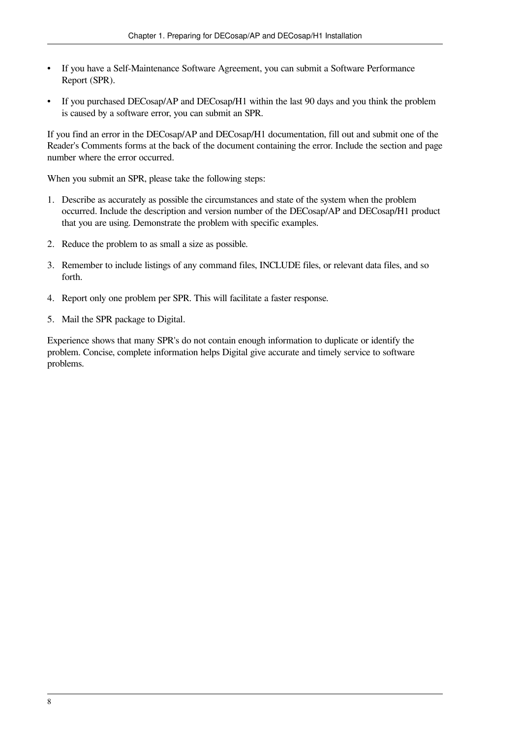- If you have a Self-Maintenance Software Agreement, you can submit a Software Performance Report (SPR).
- If you purchased DECosap/AP and DECosap/H1 within the last 90 days and you think the problem is caused by a software error, you can submit an SPR.

If you find an error in the DECosap/AP and DECosap/H1 documentation, fill out and submit one of the Reader's Comments forms at the back of the document containing the error. Include the section and page number where the error occurred.

When you submit an SPR, please take the following steps:

1. Describe as accurately as possible the circumstances and state of the system when the problem occurred. Include the description and version number of the DECosap/AP and DECosap/H1 product that you are using. Demonstrate the problem with specific examples.
2. Reduce the problem to as small a size as possible.
3. Remember to include listings of any command files, INCLUDE files, or relevant data files, and so forth.
4. Report only one problem per SPR. This will facilitate a faster response.
5. Mail the SPR package to Digital.

Experience shows that many SPR's do not contain enough information to duplicate or identify the problem. Concise, complete information helps Digital give accurate and timely service to software problems.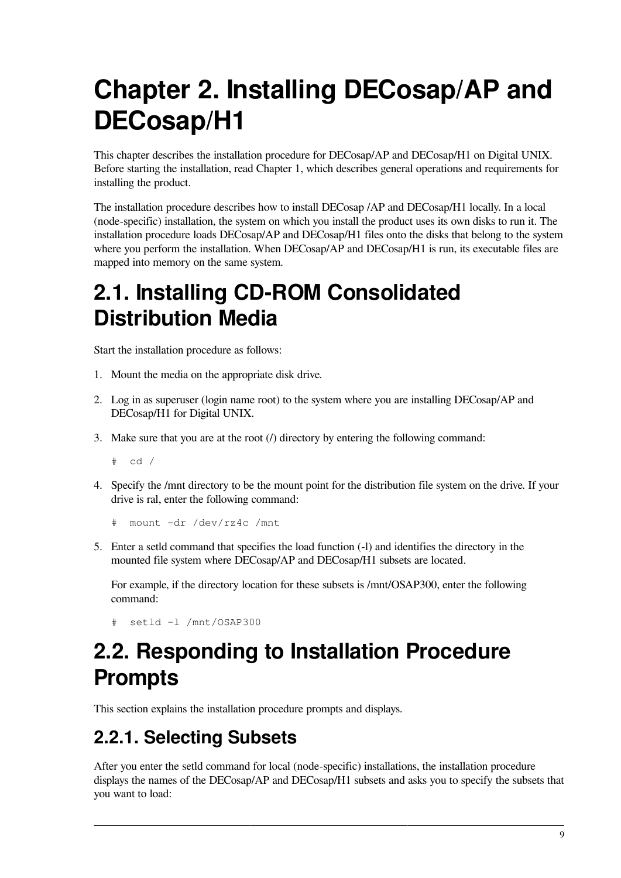# Chapter 2. Installing DECosap/AP and DECosap/H1

This chapter describes the installation procedure for DECosap/AP and DECosap/H1 on Digital UNIX. Before starting the installation, read Chapter 1, which describes general operations and requirements for installing the product.

The installation procedure describes how to install DECosap /AP and DECosap/H1 locally. In a local (node-specific) installation, the system on which you install the product uses its own disks to run it. The installation procedure loads DECosap/AP and DECosap/H1 files onto the disks that belong to the system where you perform the installation. When DECosap/AP and DECosap/H1 is run, its executable files are mapped into memory on the same system.

## 2.1. Installing CD-ROM Consolidated Distribution Media

Start the installation procedure as follows:

1. Mount the media on the appropriate disk drive.
2. Log in as superuser (login name root) to the system where you are installing DECosap/AP and DECosap/H1 for Digital UNIX.
3. Make sure that you are at the root (/) directory by entering the following command:

   ```
   #  cd /
   ```

4. Specify the /mnt directory to be the mount point for the distribution file system on the drive. If your drive is ral, enter the following command:

   ```
   #  mount -dr /dev/rz4c /mnt
   ```

5. Enter a setld command that specifies the load function (-l) and identifies the directory in the mounted file system where DECosap/AP and DECosap/H1 subsets are located.

   For example, if the directory location for these subsets is /mnt/OSAP300, enter the following command:

   ```
   #  setld -l /mnt/OSAP300
   ```

## 2.2. Responding to Installation Procedure Prompts

This section explains the installation procedure prompts and displays.

### 2.2.1. Selecting Subsets

After you enter the setld command for local (node-specific) installations, the installation procedure displays the names of the DECosap/AP and DECosap/H1 subsets and asks you to specify the subsets that you want to load: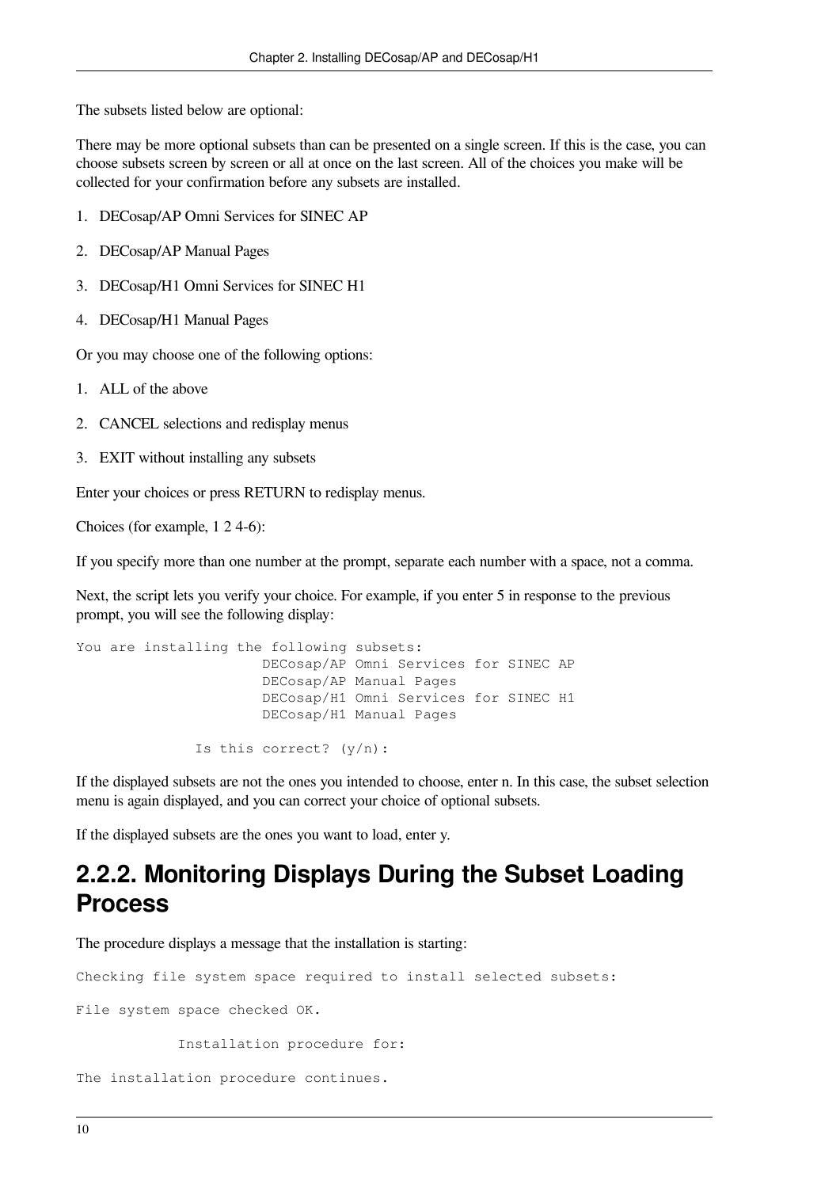The subsets listed below are optional:

There may be more optional subsets than can be presented on a single screen. If this is the case, you can choose subsets screen by screen or all at once on the last screen. All of the choices you make will be collected for your confirmation before any subsets are installed.

1. DECosap/AP Omni Services for SINEC AP
2. DECosap/AP Manual Pages
3. DECosap/H1 Omni Services for SINEC H1
4. DECosap/H1 Manual Pages

Or you may choose one of the following options:

1. ALL of the above
2. CANCEL selections and redisplay menus
3. EXIT without installing any subsets

Enter your choices or press RETURN to redisplay menus.

Choices (for example, 1 2 4-6):

If you specify more than one number at the prompt, separate each number with a space, not a comma.

Next, the script lets you verify your choice. For example, if you enter 5 in response to the previous prompt, you will see the following display:

```
You are installing the following subsets:
                      DECosap/AP Omni Services for SINEC AP
                      DECosap/AP Manual Pages
                      DECosap/H1 Omni Services for SINEC H1
                      DECosap/H1 Manual Pages

              Is this correct? (y/n):
```

If the displayed subsets are not the ones you intended to choose, enter n. In this case, the subset selection menu is again displayed, and you can correct your choice of optional subsets.

If the displayed subsets are the ones you want to load, enter y.

## 2.2.2. Monitoring Displays During the Subset Loading Process

The procedure displays a message that the installation is starting:

```
Checking file system space required to install selected subsets:

File system space checked OK.

            Installation procedure for:

The installation procedure continues.
```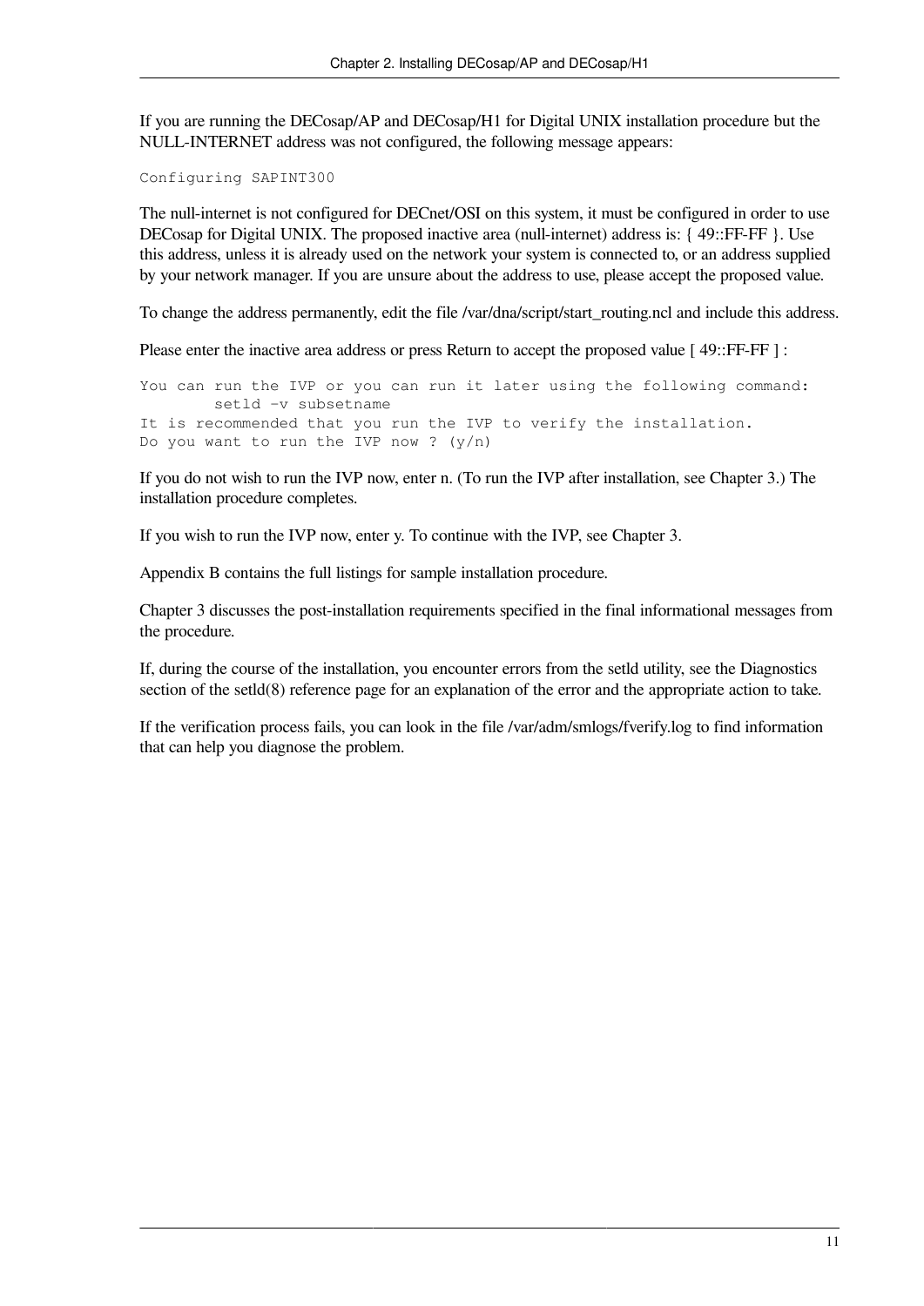If you are running the DECosap/AP and DECosap/H1 for Digital UNIX installation procedure but the NULL-INTERNET address was not configured, the following message appears:

```
Configuring SAPINT300
```

The null-internet is not configured for DECnet/OSI on this system, it must be configured in order to use DECosap for Digital UNIX. The proposed inactive area (null-internet) address is: { 49::FF-FF }. Use this address, unless it is already used on the network your system is connected to, or an address supplied by your network manager. If you are unsure about the address to use, please accept the proposed value.

To change the address permanently, edit the file /var/dna/script/start_routing.ncl and include this address.

Please enter the inactive area address or press Return to accept the proposed value [ 49::FF-FF ] :

```
You can run the IVP or you can run it later using the following command:
        setld -v subsetname
It is recommended that you run the IVP to verify the installation.
Do you want to run the IVP now ? (y/n)
```

If you do not wish to run the IVP now, enter n. (To run the IVP after installation, see Chapter 3.) The installation procedure completes.

If you wish to run the IVP now, enter y. To continue with the IVP, see Chapter 3.

Appendix B contains the full listings for sample installation procedure.

Chapter 3 discusses the post-installation requirements specified in the final informational messages from the procedure.

If, during the course of the installation, you encounter errors from the setld utility, see the Diagnostics section of the setld(8) reference page for an explanation of the error and the appropriate action to take.

If the verification process fails, you can look in the file /var/adm/smlogs/fverify.log to find information that can help you diagnose the problem.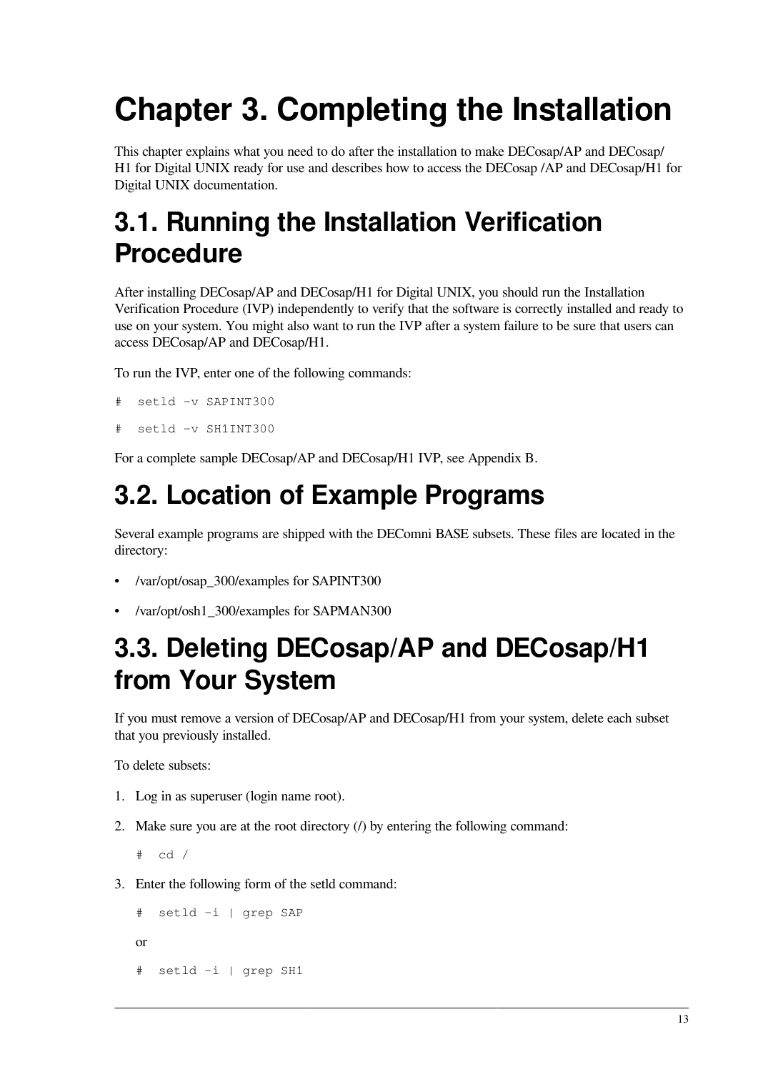# Chapter 3. Completing the Installation

This chapter explains what you need to do after the installation to make DECosap/AP and DECosap/H1 for Digital UNIX ready for use and describes how to access the DECosap /AP and DECosap/H1 for Digital UNIX documentation.

## 3.1. Running the Installation Verification Procedure

After installing DECosap/AP and DECosap/H1 for Digital UNIX, you should run the Installation Verification Procedure (IVP) independently to verify that the software is correctly installed and ready to use on your system. You might also want to run the IVP after a system failure to be sure that users can access DECosap/AP and DECosap/H1.

To run the IVP, enter one of the following commands:

```
#  setld -v SAPINT300
```

```
#  setld -v SH1INT300
```

For a complete sample DECosap/AP and DECosap/H1 IVP, see Appendix B.

## 3.2. Location of Example Programs

Several example programs are shipped with the DEComni BASE subsets. These files are located in the directory:

- /var/opt/osap_300/examples for SAPINT300
- /var/opt/osh1_300/examples for SAPMAN300

## 3.3. Deleting DECosap/AP and DECosap/H1 from Your System

If you must remove a version of DECosap/AP and DECosap/H1 from your system, delete each subset that you previously installed.

To delete subsets:

1. Log in as superuser (login name root).
2. Make sure you are at the root directory (/) by entering the following command:

   ```
   #  cd /
   ```

3. Enter the following form of the setld command:

   ```
   #  setld -i | grep SAP
   ```

   or

   ```
   #  setld -i | grep SH1
   ```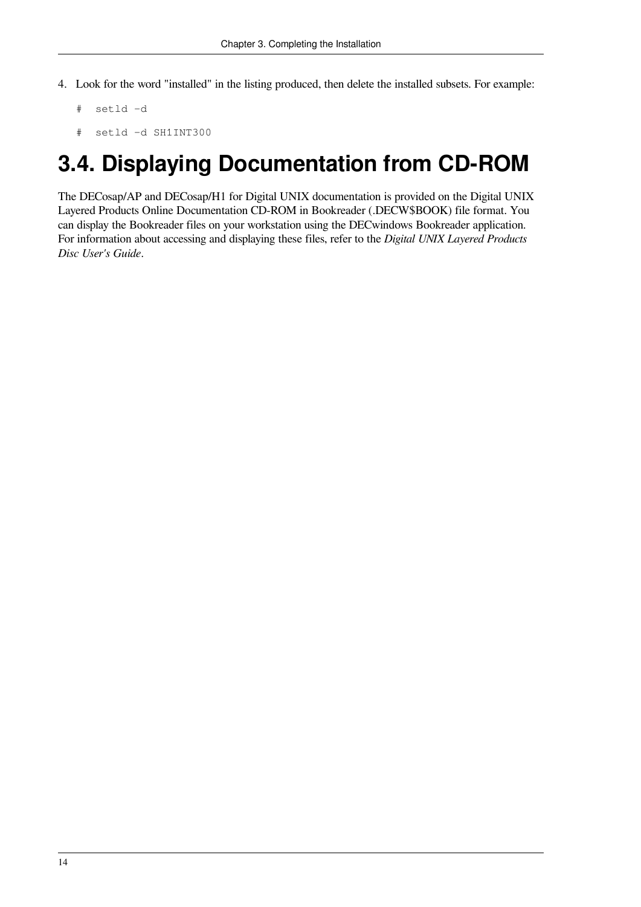4. Look for the word "installed" in the listing produced, then delete the installed subsets. For example:

```
#  setld -d
```

```
#  setld -d SH1INT300
```

## 3.4. Displaying Documentation from CD-ROM

The DECosap/AP and DECosap/H1 for Digital UNIX documentation is provided on the Digital UNIX Layered Products Online Documentation CD-ROM in Bookreader (.DECW$BOOK) file format. You can display the Bookreader files on your workstation using the DECwindows Bookreader application. For information about accessing and displaying these files, refer to the *Digital UNIX Layered Products Disc User's Guide*.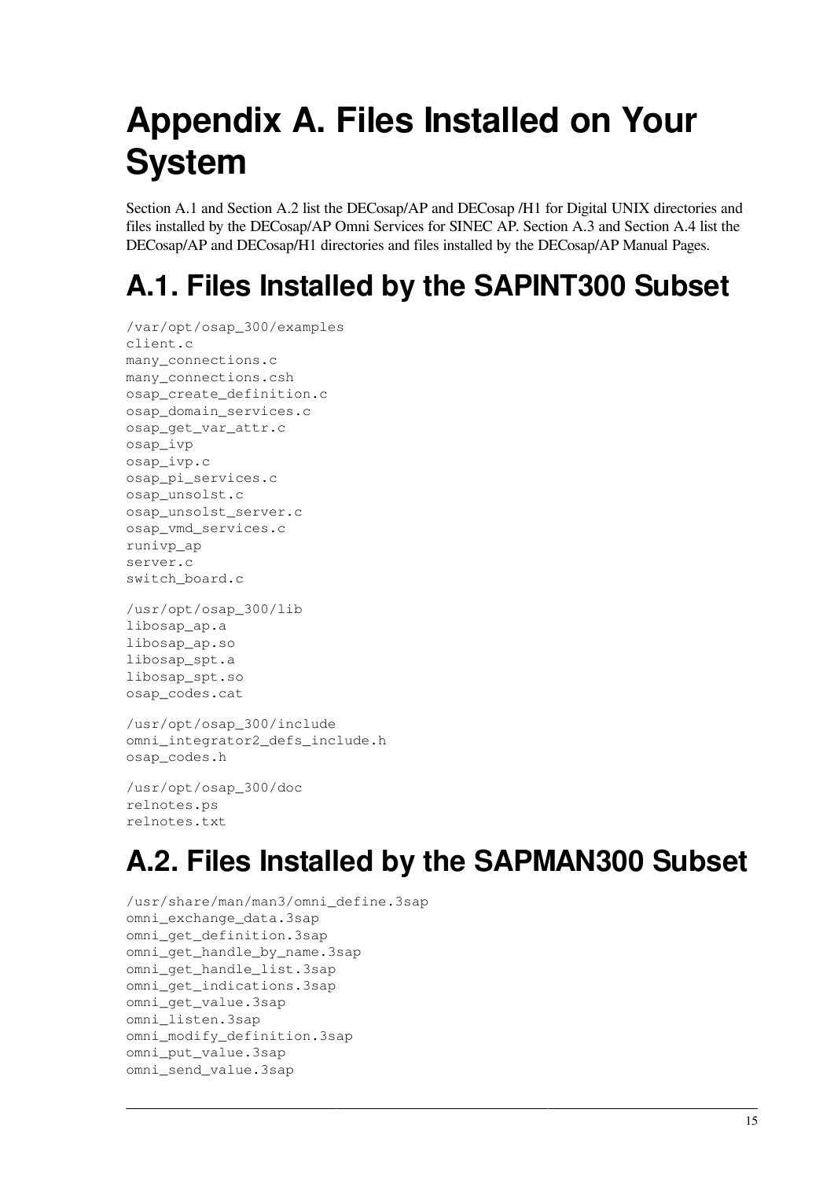# Appendix A. Files Installed on Your System

Section A.1 and Section A.2 list the DECosap/AP and DECosap /H1 for Digital UNIX directories and files installed by the DECosap/AP Omni Services for SINEC AP. Section A.3 and Section A.4 list the DECosap/AP and DECosap/H1 directories and files installed by the DECosap/AP Manual Pages.

## A.1. Files Installed by the SAPINT300 Subset

```
/var/opt/osap_300/examples
client.c
many_connections.c
many_connections.csh
osap_create_definition.c
osap_domain_services.c
osap_get_var_attr.c
osap_ivp
osap_ivp.c
osap_pi_services.c
osap_unsolst.c
osap_unsolst_server.c
osap_vmd_services.c
runivp_ap
server.c
switch_board.c
```

```
/usr/opt/osap_300/lib
libosap_ap.a
libosap_ap.so
libosap_spt.a
libosap_spt.so
osap_codes.cat
```

```
/usr/opt/osap_300/include
omni_integrator2_defs_include.h
osap_codes.h
```

```
/usr/opt/osap_300/doc
relnotes.ps
relnotes.txt
```

## A.2. Files Installed by the SAPMAN300 Subset

```
/usr/share/man/man3/omni_define.3sap
omni_exchange_data.3sap
omni_get_definition.3sap
omni_get_handle_by_name.3sap
omni_get_handle_list.3sap
omni_get_indications.3sap
omni_get_value.3sap
omni_listen.3sap
omni_modify_definition.3sap
omni_put_value.3sap
omni_send_value.3sap
```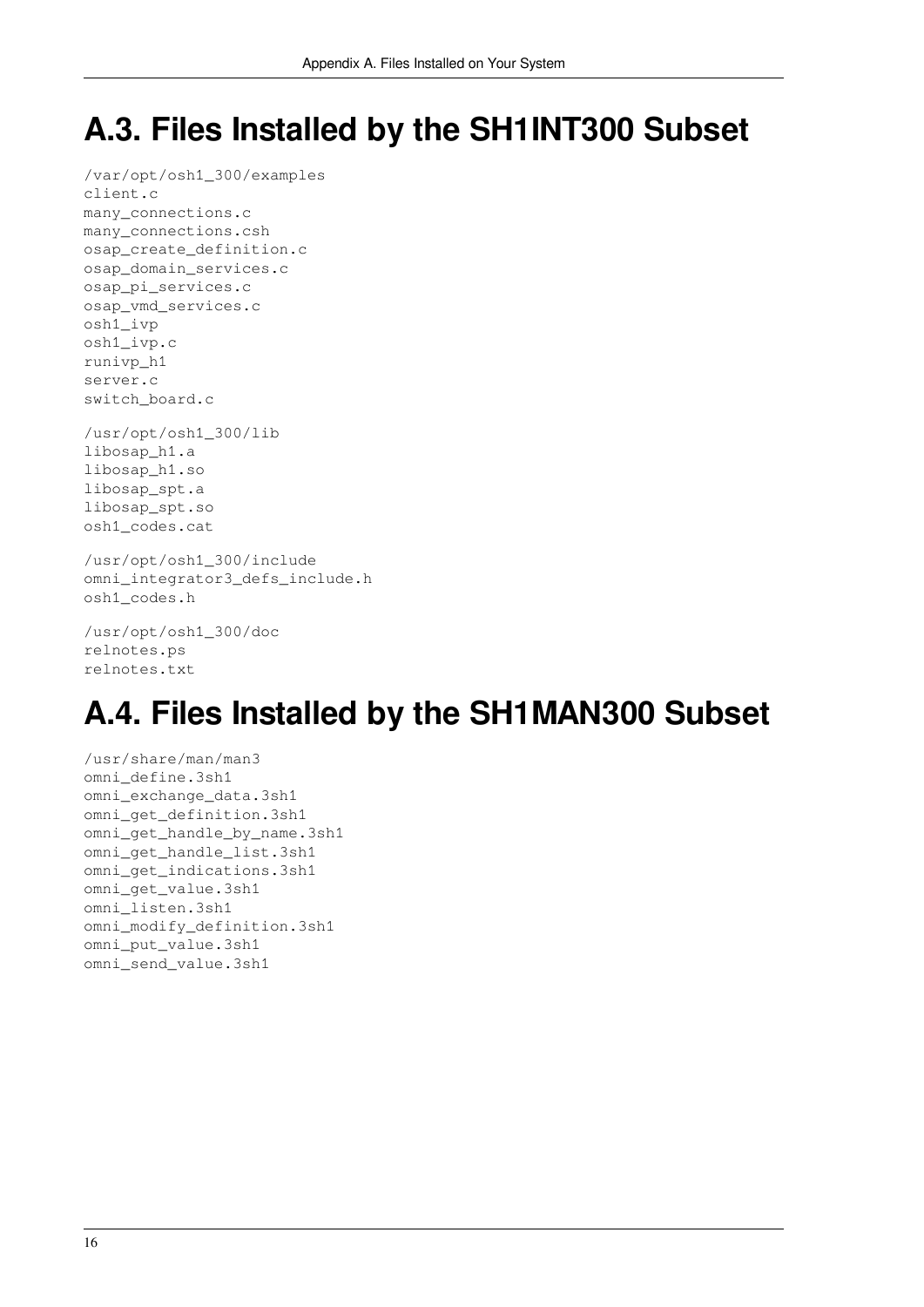# A.3. Files Installed by the SH1INT300 Subset

```
/var/opt/osh1_300/examples
client.c
many_connections.c
many_connections.csh
osap_create_definition.c
osap_domain_services.c
osap_pi_services.c
osap_vmd_services.c
osh1_ivp
osh1_ivp.c
runivp_h1
server.c
switch_board.c
```

```
/usr/opt/osh1_300/lib
libosap_h1.a
libosap_h1.so
libosap_spt.a
libosap_spt.so
osh1_codes.cat
```

```
/usr/opt/osh1_300/include
omni_integrator3_defs_include.h
osh1_codes.h
```

```
/usr/opt/osh1_300/doc
relnotes.ps
relnotes.txt
```

# A.4. Files Installed by the SH1MAN300 Subset

```
/usr/share/man/man3
omni_define.3sh1
omni_exchange_data.3sh1
omni_get_definition.3sh1
omni_get_handle_by_name.3sh1
omni_get_handle_list.3sh1
omni_get_indications.3sh1
omni_get_value.3sh1
omni_listen.3sh1
omni_modify_definition.3sh1
omni_put_value.3sh1
omni_send_value.3sh1
```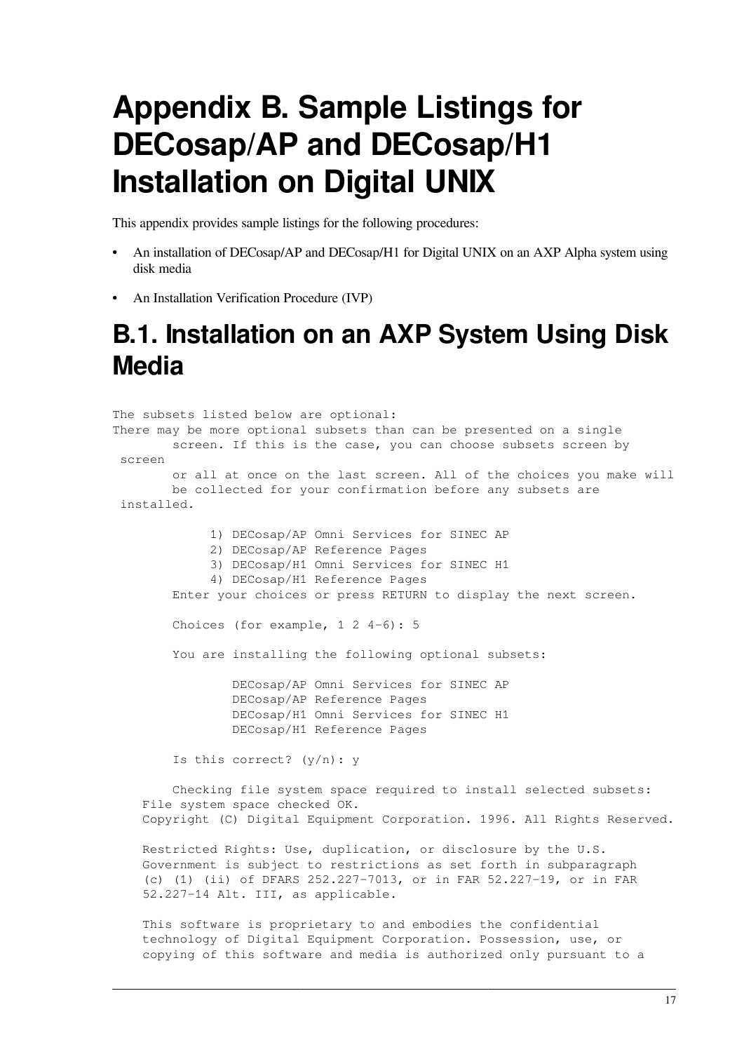# Appendix B. Sample Listings for DECosap/AP and DECosap/H1 Installation on Digital UNIX

This appendix provides sample listings for the following procedures:

- An installation of DECosap/AP and DECosap/H1 for Digital UNIX on an AXP Alpha system using disk media
- An Installation Verification Procedure (IVP)

## B.1. Installation on an AXP System Using Disk Media

```
The subsets listed below are optional:
There may be more optional subsets than can be presented on a single
        screen. If this is the case, you can choose subsets screen by
 screen
        or all at once on the last screen. All of the choices you make will
        be collected for your confirmation before any subsets are
 installed.

              1) DECosap/AP Omni Services for SINEC AP
              2) DECosap/AP Reference Pages
              3) DECosap/H1 Omni Services for SINEC H1
              4) DECosap/H1 Reference Pages
        Enter your choices or press RETURN to display the next screen.

        Choices (for example, 1 2 4-6): 5

        You are installing the following optional subsets:

                DECosap/AP Omni Services for SINEC AP
                DECosap/AP Reference Pages
                DECosap/H1 Omni Services for SINEC H1
                DECosap/H1 Reference Pages

        Is this correct? (y/n): y

        Checking file system space required to install selected subsets:
    File system space checked OK.
    Copyright (C) Digital Equipment Corporation. 1996. All Rights Reserved.

    Restricted Rights: Use, duplication, or disclosure by the U.S.
    Government is subject to restrictions as set forth in subparagraph
    (c) (1) (ii) of DFARS 252.227-7013, or in FAR 52.227-19, or in FAR
    52.227-14 Alt. III, as applicable.

    This software is proprietary to and embodies the confidential
    technology of Digital Equipment Corporation. Possession, use, or
    copying of this software and media is authorized only pursuant to a
```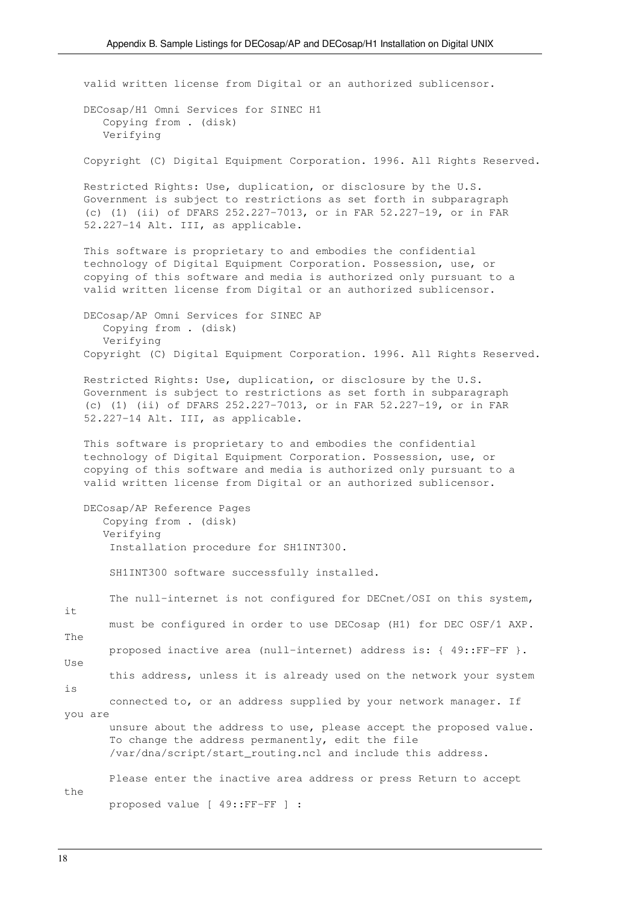```
valid written license from Digital or an authorized sublicensor.

DECosap/H1 Omni Services for SINEC H1
   Copying from . (disk)
   Verifying

Copyright (C) Digital Equipment Corporation. 1996. All Rights Reserved.

Restricted Rights: Use, duplication, or disclosure by the U.S.
Government is subject to restrictions as set forth in subparagraph
(c) (1) (ii) of DFARS 252.227-7013, or in FAR 52.227-19, or in FAR
52.227-14 Alt. III, as applicable.

This software is proprietary to and embodies the confidential
technology of Digital Equipment Corporation. Possession, use, or
copying of this software and media is authorized only pursuant to a
valid written license from Digital or an authorized sublicensor.

DECosap/AP Omni Services for SINEC AP
   Copying from . (disk)
   Verifying
Copyright (C) Digital Equipment Corporation. 1996. All Rights Reserved.

Restricted Rights: Use, duplication, or disclosure by the U.S.
Government is subject to restrictions as set forth in subparagraph
(c) (1) (ii) of DFARS 252.227-7013, or in FAR 52.227-19, or in FAR
52.227-14 Alt. III, as applicable.

This software is proprietary to and embodies the confidential
technology of Digital Equipment Corporation. Possession, use, or
copying of this software and media is authorized only pursuant to a
valid written license from Digital or an authorized sublicensor.

DECosap/AP Reference Pages
   Copying from . (disk)
   Verifying
    Installation procedure for SH1INT300.

    SH1INT300 software successfully installed.

    The null-internet is not configured for DECnet/OSI on this system,
it
    must be configured in order to use DECosap (H1) for DEC OSF/1 AXP.
The
    proposed inactive area (null-internet) address is: { 49::FF-FF }.
Use
    this address, unless it is already used on the network your system
is
    connected to, or an address supplied by your network manager. If
you are
    unsure about the address to use, please accept the proposed value.
    To change the address permanently, edit the file
    /var/dna/script/start_routing.ncl and include this address.

    Please enter the inactive area address or press Return to accept
the
    proposed value [ 49::FF-FF ] :
```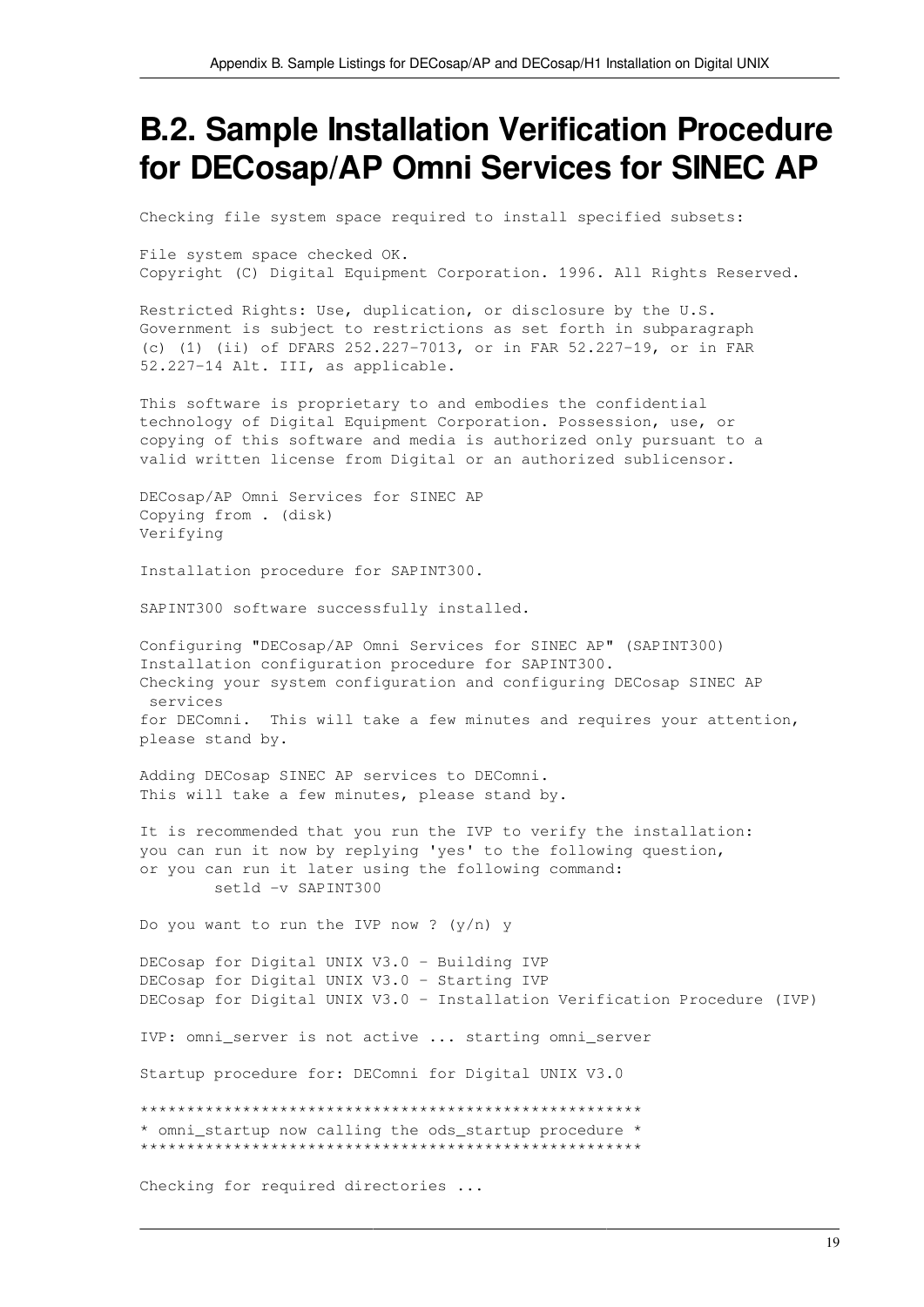# B.2. Sample Installation Verification Procedure for DECosap/AP Omni Services for SINEC AP

```
Checking file system space required to install specified subsets:

File system space checked OK.
Copyright (C) Digital Equipment Corporation. 1996. All Rights Reserved.

Restricted Rights: Use, duplication, or disclosure by the U.S.
Government is subject to restrictions as set forth in subparagraph
(c) (1) (ii) of DFARS 252.227-7013, or in FAR 52.227-19, or in FAR
52.227-14 Alt. III, as applicable.

This software is proprietary to and embodies the confidential
technology of Digital Equipment Corporation. Possession, use, or
copying of this software and media is authorized only pursuant to a
valid written license from Digital or an authorized sublicensor.

DECosap/AP Omni Services for SINEC AP
Copying from . (disk)
Verifying

Installation procedure for SAPINT300.

SAPINT300 software successfully installed.

Configuring "DECosap/AP Omni Services for SINEC AP" (SAPINT300)
Installation configuration procedure for SAPINT300.
Checking your system configuration and configuring DECosap SINEC AP
 services
for DEComni.  This will take a few minutes and requires your attention,
please stand by.

Adding DECosap SINEC AP services to DEComni.
This will take a few minutes, please stand by.

It is recommended that you run the IVP to verify the installation:
you can run it now by replying 'yes' to the following question,
or you can run it later using the following command:
        setld -v SAPINT300

Do you want to run the IVP now ? (y/n) y

DECosap for Digital UNIX V3.0 - Building IVP
DECosap for Digital UNIX V3.0 - Starting IVP
DECosap for Digital UNIX V3.0 - Installation Verification Procedure (IVP)

IVP: omni_server is not active ... starting omni_server

Startup procedure for: DEComni for Digital UNIX V3.0

*****************************************************
* omni_startup now calling the ods_startup procedure *
*****************************************************

Checking for required directories ...
```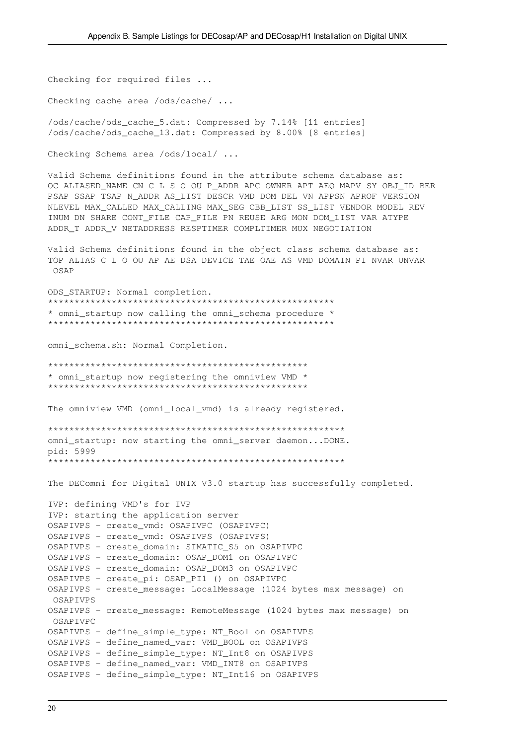```
Checking for required files ...

Checking cache area /ods/cache/ ...

/ods/cache/ods_cache_5.dat: Compressed by 7.14% [11 entries]
/ods/cache/ods_cache_13.dat: Compressed by 8.00% [8 entries]

Checking Schema area /ods/local/ ...

Valid Schema definitions found in the attribute schema database as:
OC ALIASED_NAME CN C L S O OU P_ADDR APC OWNER APT AEQ MAPV SY OBJ_ID BER
PSAP SSAP TSAP N_ADDR AS_LIST DESCR VMD DOM DEL VN APPSN APROF VERSION
NLEVEL MAX_CALLED MAX_CALLING MAX_SEG CBB_LIST SS_LIST VENDOR MODEL REV
INUM DN SHARE CONT_FILE CAP_FILE PN REUSE ARG MON DOM_LIST VAR ATYPE
ADDR_T ADDR_V NETADDRESS RESPTIMER COMPLTIMER MUX NEGOTIATION

Valid Schema definitions found in the object class schema database as:
TOP ALIAS C L O OU AP AE DSA DEVICE TAE OAE AS VMD DOMAIN PI NVAR UNVAR
 OSAP

ODS_STARTUP: Normal completion.
*****************************************************
* omni_startup now calling the omni_schema procedure *
*****************************************************

omni_schema.sh: Normal Completion.

*************************************************
* omni_startup now registering the omniview VMD *
*************************************************

The omniview VMD (omni_local_vmd) is already registered.

******************************************************
omni_startup: now starting the omni_server daemon...DONE.
pid: 5999
******************************************************

The DEComni for Digital UNIX V3.0 startup has successfully completed.

IVP: defining VMD's for IVP
IVP: starting the application server
OSAPIVPS - create_vmd: OSAPIVPC (OSAPIVPC)
OSAPIVPS - create_vmd: OSAPIVPS (OSAPIVPS)
OSAPIVPS - create_domain: SIMATIC_S5 on OSAPIVPC
OSAPIVPS - create_domain: OSAP_DOM1 on OSAPIVPC
OSAPIVPS - create_domain: OSAP_DOM3 on OSAPIVPC
OSAPIVPS - create_pi: OSAP_PI1 () on OSAPIVPC
OSAPIVPS - create_message: LocalMessage (1024 bytes max message) on
 OSAPIVPS
OSAPIVPS - create_message: RemoteMessage (1024 bytes max message) on
 OSAPIVPC
OSAPIVPS - define_simple_type: NT_Bool on OSAPIVPS
OSAPIVPS - define_named_var: VMD_BOOL on OSAPIVPS
OSAPIVPS - define_simple_type: NT_Int8 on OSAPIVPS
OSAPIVPS - define_named_var: VMD_INT8 on OSAPIVPS
OSAPIVPS - define_simple_type: NT_Int16 on OSAPIVPS
```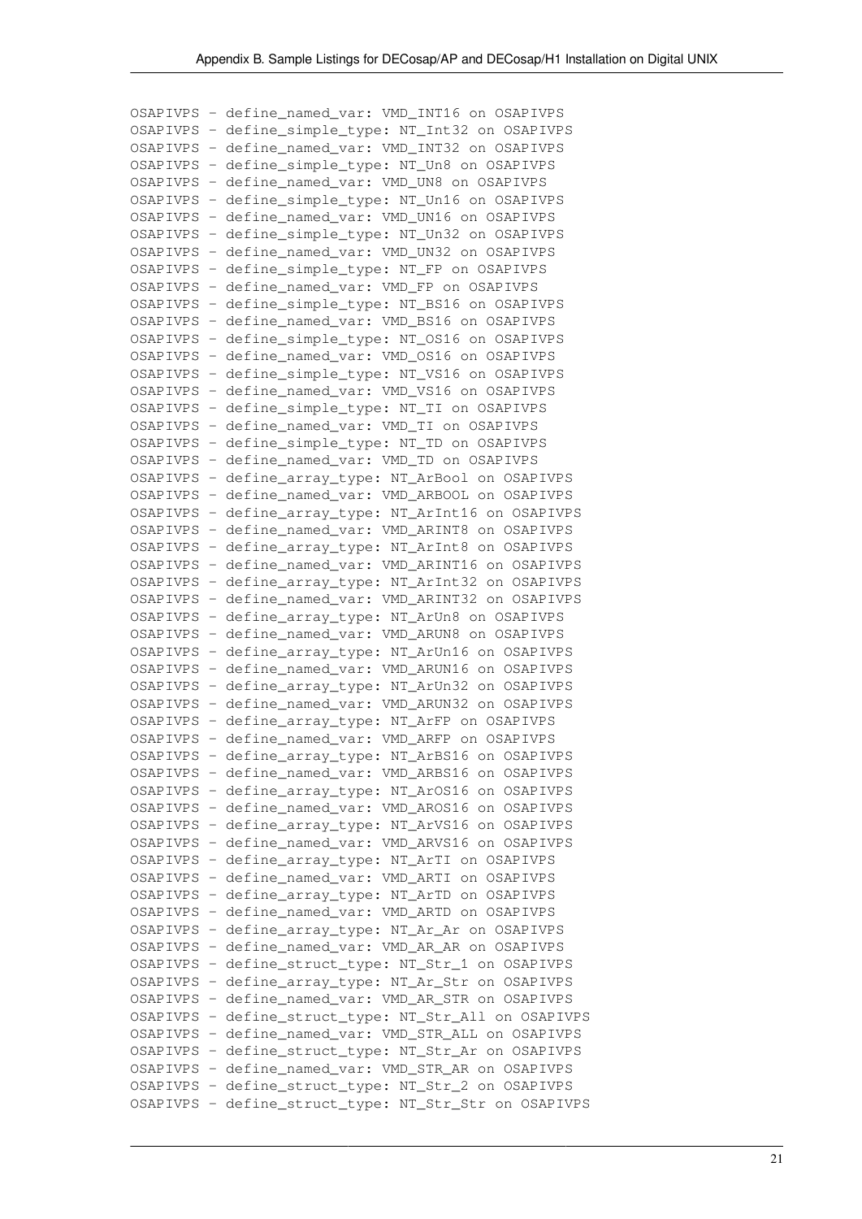```
OSAPIVPS - define_named_var: VMD_INT16 on OSAPIVPS
OSAPIVPS - define_simple_type: NT_Int32 on OSAPIVPS
OSAPIVPS - define_named_var: VMD_INT32 on OSAPIVPS
OSAPIVPS - define_simple_type: NT_Un8 on OSAPIVPS
OSAPIVPS - define_named_var: VMD_UN8 on OSAPIVPS
OSAPIVPS - define_simple_type: NT_Un16 on OSAPIVPS
OSAPIVPS - define_named_var: VMD_UN16 on OSAPIVPS
OSAPIVPS - define_simple_type: NT_Un32 on OSAPIVPS
OSAPIVPS - define_named_var: VMD_UN32 on OSAPIVPS
OSAPIVPS - define_simple_type: NT_FP on OSAPIVPS
OSAPIVPS - define_named_var: VMD_FP on OSAPIVPS
OSAPIVPS - define_simple_type: NT_BS16 on OSAPIVPS
OSAPIVPS - define_named_var: VMD_BS16 on OSAPIVPS
OSAPIVPS - define_simple_type: NT_OS16 on OSAPIVPS
OSAPIVPS - define_named_var: VMD_OS16 on OSAPIVPS
OSAPIVPS - define_simple_type: NT_VS16 on OSAPIVPS
OSAPIVPS - define_named_var: VMD_VS16 on OSAPIVPS
OSAPIVPS - define_simple_type: NT_TI on OSAPIVPS
OSAPIVPS - define_named_var: VMD_TI on OSAPIVPS
OSAPIVPS - define_simple_type: NT_TD on OSAPIVPS
OSAPIVPS - define_named_var: VMD_TD on OSAPIVPS
OSAPIVPS - define_array_type: NT_ArBool on OSAPIVPS
OSAPIVPS - define_named_var: VMD_ARBOOL on OSAPIVPS
OSAPIVPS - define_array_type: NT_ArInt16 on OSAPIVPS
OSAPIVPS - define_named_var: VMD_ARINT8 on OSAPIVPS
OSAPIVPS - define_array_type: NT_ArInt8 on OSAPIVPS
OSAPIVPS - define_named_var: VMD_ARINT16 on OSAPIVPS
OSAPIVPS - define_array_type: NT_ArInt32 on OSAPIVPS
OSAPIVPS - define_named_var: VMD_ARINT32 on OSAPIVPS
OSAPIVPS - define_array_type: NT_ArUn8 on OSAPIVPS
OSAPIVPS - define_named_var: VMD_ARUN8 on OSAPIVPS
OSAPIVPS - define_array_type: NT_ArUn16 on OSAPIVPS
OSAPIVPS - define_named_var: VMD_ARUN16 on OSAPIVPS
OSAPIVPS - define_array_type: NT_ArUn32 on OSAPIVPS
OSAPIVPS - define_named_var: VMD_ARUN32 on OSAPIVPS
OSAPIVPS - define_array_type: NT_ArFP on OSAPIVPS
OSAPIVPS - define_named_var: VMD_ARFP on OSAPIVPS
OSAPIVPS - define_array_type: NT_ArBS16 on OSAPIVPS
OSAPIVPS - define_named_var: VMD_ARBS16 on OSAPIVPS
OSAPIVPS - define_array_type: NT_ArOS16 on OSAPIVPS
OSAPIVPS - define_named_var: VMD_AROS16 on OSAPIVPS
OSAPIVPS - define_array_type: NT_ArVS16 on OSAPIVPS
OSAPIVPS - define_named_var: VMD_ARVS16 on OSAPIVPS
OSAPIVPS - define_array_type: NT_ArTI on OSAPIVPS
OSAPIVPS - define_named_var: VMD_ARTI on OSAPIVPS
OSAPIVPS - define_array_type: NT_ArTD on OSAPIVPS
OSAPIVPS - define_named_var: VMD_ARTD on OSAPIVPS
OSAPIVPS - define_array_type: NT_Ar_Ar on OSAPIVPS
OSAPIVPS - define_named_var: VMD_AR_AR on OSAPIVPS
OSAPIVPS - define_struct_type: NT_Str_1 on OSAPIVPS
OSAPIVPS - define_array_type: NT_Ar_Str on OSAPIVPS
OSAPIVPS - define_named_var: VMD_AR_STR on OSAPIVPS
OSAPIVPS - define_struct_type: NT_Str_All on OSAPIVPS
OSAPIVPS - define_named_var: VMD_STR_ALL on OSAPIVPS
OSAPIVPS - define_struct_type: NT_Str_Ar on OSAPIVPS
OSAPIVPS - define_named_var: VMD_STR_AR on OSAPIVPS
OSAPIVPS - define_struct_type: NT_Str_2 on OSAPIVPS
OSAPIVPS - define_struct_type: NT_Str_Str on OSAPIVPS
```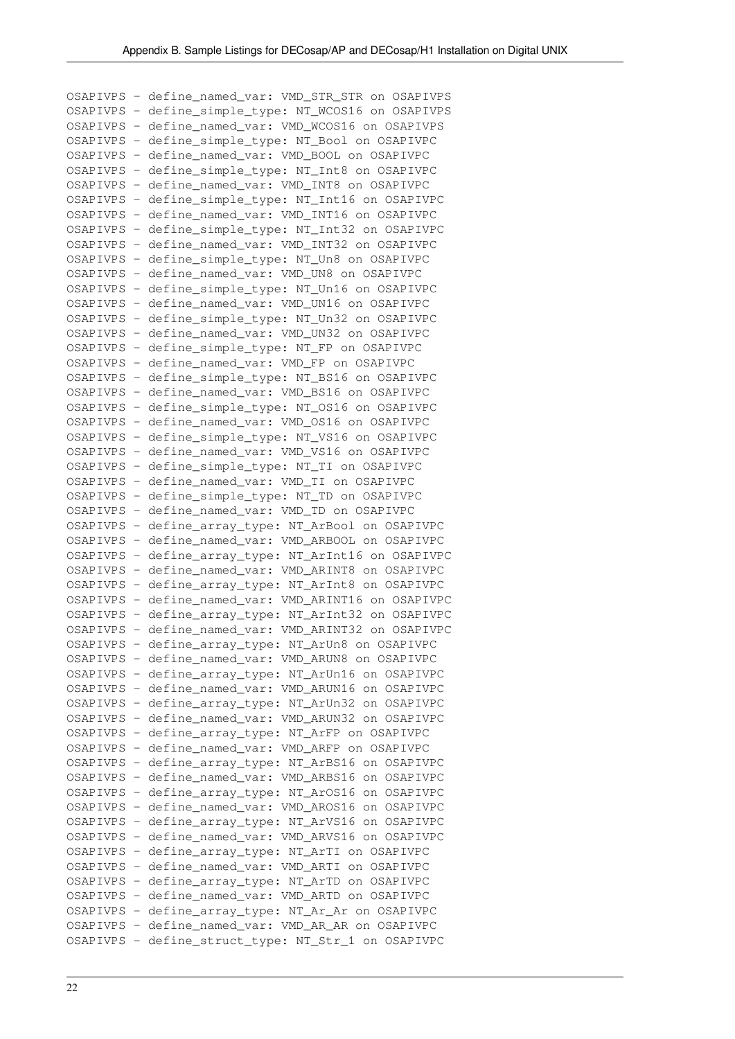```
OSAPIVPS - define_named_var: VMD_STR_STR on OSAPIVPS
OSAPIVPS - define_simple_type: NT_WCOS16 on OSAPIVPS
OSAPIVPS - define_named_var: VMD_WCOS16 on OSAPIVPS
OSAPIVPS - define_simple_type: NT_Bool on OSAPIVPC
OSAPIVPS - define_named_var: VMD_BOOL on OSAPIVPC
OSAPIVPS - define_simple_type: NT_Int8 on OSAPIVPC
OSAPIVPS - define_named_var: VMD_INT8 on OSAPIVPC
OSAPIVPS - define_simple_type: NT_Int16 on OSAPIVPC
OSAPIVPS - define_named_var: VMD_INT16 on OSAPIVPC
OSAPIVPS - define_simple_type: NT_Int32 on OSAPIVPC
OSAPIVPS - define_named_var: VMD_INT32 on OSAPIVPC
OSAPIVPS - define_simple_type: NT_Un8 on OSAPIVPC
OSAPIVPS - define_named_var: VMD_UN8 on OSAPIVPC
OSAPIVPS - define_simple_type: NT_Un16 on OSAPIVPC
OSAPIVPS - define_named_var: VMD_UN16 on OSAPIVPC
OSAPIVPS - define_simple_type: NT_Un32 on OSAPIVPC
OSAPIVPS - define_named_var: VMD_UN32 on OSAPIVPC
OSAPIVPS - define_simple_type: NT_FP on OSAPIVPC
OSAPIVPS - define_named_var: VMD_FP on OSAPIVPC
OSAPIVPS - define_simple_type: NT_BS16 on OSAPIVPC
OSAPIVPS - define_named_var: VMD_BS16 on OSAPIVPC
OSAPIVPS - define_simple_type: NT_OS16 on OSAPIVPC
OSAPIVPS - define_named_var: VMD_OS16 on OSAPIVPC
OSAPIVPS - define_simple_type: NT_VS16 on OSAPIVPC
OSAPIVPS - define_named_var: VMD_VS16 on OSAPIVPC
OSAPIVPS - define_simple_type: NT_TI on OSAPIVPC
OSAPIVPS - define_named_var: VMD_TI on OSAPIVPC
OSAPIVPS - define_simple_type: NT_TD on OSAPIVPC
OSAPIVPS - define_named_var: VMD_TD on OSAPIVPC
OSAPIVPS - define_array_type: NT_ArBool on OSAPIVPC
OSAPIVPS - define_named_var: VMD_ARBOOL on OSAPIVPC
OSAPIVPS - define_array_type: NT_ArInt16 on OSAPIVPC
OSAPIVPS - define_named_var: VMD_ARINT8 on OSAPIVPC
OSAPIVPS - define_array_type: NT_ArInt8 on OSAPIVPC
OSAPIVPS - define_named_var: VMD_ARINT16 on OSAPIVPC
OSAPIVPS - define_array_type: NT_ArInt32 on OSAPIVPC
OSAPIVPS - define_named_var: VMD_ARINT32 on OSAPIVPC
OSAPIVPS - define_array_type: NT_ArUn8 on OSAPIVPC
OSAPIVPS - define_named_var: VMD_ARUN8 on OSAPIVPC
OSAPIVPS - define_array_type: NT_ArUn16 on OSAPIVPC
OSAPIVPS - define_named_var: VMD_ARUN16 on OSAPIVPC
OSAPIVPS - define_array_type: NT_ArUn32 on OSAPIVPC
OSAPIVPS - define_named_var: VMD_ARUN32 on OSAPIVPC
OSAPIVPS - define_array_type: NT_ArFP on OSAPIVPC
OSAPIVPS - define_named_var: VMD_ARFP on OSAPIVPC
OSAPIVPS - define_array_type: NT_ArBS16 on OSAPIVPC
OSAPIVPS - define_named_var: VMD_ARBS16 on OSAPIVPC
OSAPIVPS - define_array_type: NT_ArOS16 on OSAPIVPC
OSAPIVPS - define_named_var: VMD_AROS16 on OSAPIVPC
OSAPIVPS - define_array_type: NT_ArVS16 on OSAPIVPC
OSAPIVPS - define_named_var: VMD_ARVS16 on OSAPIVPC
OSAPIVPS - define_array_type: NT_ArTI on OSAPIVPC
OSAPIVPS - define_named_var: VMD_ARTI on OSAPIVPC
OSAPIVPS - define_array_type: NT_ArTD on OSAPIVPC
OSAPIVPS - define_named_var: VMD_ARTD on OSAPIVPC
OSAPIVPS - define_array_type: NT_Ar_Ar on OSAPIVPC
OSAPIVPS - define_named_var: VMD_AR_AR on OSAPIVPC
OSAPIVPS - define_struct_type: NT_Str_1 on OSAPIVPC
```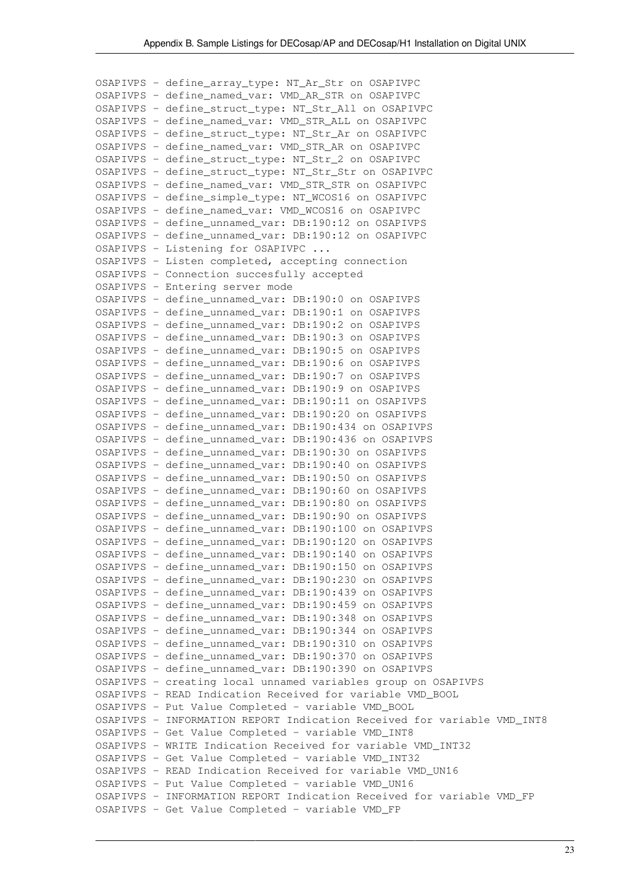```
OSAPIVPS - define_array_type: NT_Ar_Str on OSAPIVPC
OSAPIVPS - define_named_var: VMD_AR_STR on OSAPIVPC
OSAPIVPS - define_struct_type: NT_Str_All on OSAPIVPC
OSAPIVPS - define_named_var: VMD_STR_ALL on OSAPIVPC
OSAPIVPS - define_struct_type: NT_Str_Ar on OSAPIVPC
OSAPIVPS - define_named_var: VMD_STR_AR on OSAPIVPC
OSAPIVPS - define_struct_type: NT_Str_2 on OSAPIVPC
OSAPIVPS - define_struct_type: NT_Str_Str on OSAPIVPC
OSAPIVPS - define_named_var: VMD_STR_STR on OSAPIVPC
OSAPIVPS - define_simple_type: NT_WCOS16 on OSAPIVPC
OSAPIVPS - define_named_var: VMD_WCOS16 on OSAPIVPC
OSAPIVPS - define_unnamed_var: DB:190:12 on OSAPIVPS
OSAPIVPS - define_unnamed_var: DB:190:12 on OSAPIVPC
OSAPIVPS - Listening for OSAPIVPC ...
OSAPIVPS - Listen completed, accepting connection
OSAPIVPS - Connection succesfully accepted
OSAPIVPS - Entering server mode
OSAPIVPS - define_unnamed_var: DB:190:0 on OSAPIVPS
OSAPIVPS - define_unnamed_var: DB:190:1 on OSAPIVPS
OSAPIVPS - define_unnamed_var: DB:190:2 on OSAPIVPS
OSAPIVPS - define_unnamed_var: DB:190:3 on OSAPIVPS
OSAPIVPS - define_unnamed_var: DB:190:5 on OSAPIVPS
OSAPIVPS - define_unnamed_var: DB:190:6 on OSAPIVPS
OSAPIVPS - define_unnamed_var: DB:190:7 on OSAPIVPS
OSAPIVPS - define_unnamed_var: DB:190:9 on OSAPIVPS
OSAPIVPS - define_unnamed_var: DB:190:11 on OSAPIVPS
OSAPIVPS - define_unnamed_var: DB:190:20 on OSAPIVPS
OSAPIVPS - define_unnamed_var: DB:190:434 on OSAPIVPS
OSAPIVPS - define_unnamed_var: DB:190:436 on OSAPIVPS
OSAPIVPS - define_unnamed_var: DB:190:30 on OSAPIVPS
OSAPIVPS - define_unnamed_var: DB:190:40 on OSAPIVPS
OSAPIVPS - define_unnamed_var: DB:190:50 on OSAPIVPS
OSAPIVPS - define_unnamed_var: DB:190:60 on OSAPIVPS
OSAPIVPS - define_unnamed_var: DB:190:80 on OSAPIVPS
OSAPIVPS - define_unnamed_var: DB:190:90 on OSAPIVPS
OSAPIVPS - define_unnamed_var: DB:190:100 on OSAPIVPS
OSAPIVPS - define_unnamed_var: DB:190:120 on OSAPIVPS
OSAPIVPS - define_unnamed_var: DB:190:140 on OSAPIVPS
OSAPIVPS - define_unnamed_var: DB:190:150 on OSAPIVPS
OSAPIVPS - define_unnamed_var: DB:190:230 on OSAPIVPS
OSAPIVPS - define_unnamed_var: DB:190:439 on OSAPIVPS
OSAPIVPS - define_unnamed_var: DB:190:459 on OSAPIVPS
OSAPIVPS - define_unnamed_var: DB:190:348 on OSAPIVPS
OSAPIVPS - define_unnamed_var: DB:190:344 on OSAPIVPS
OSAPIVPS - define_unnamed_var: DB:190:310 on OSAPIVPS
OSAPIVPS - define_unnamed_var: DB:190:370 on OSAPIVPS
OSAPIVPS - define_unnamed_var: DB:190:390 on OSAPIVPS
OSAPIVPS - creating local unnamed variables group on OSAPIVPS
OSAPIVPS - READ Indication Received for variable VMD_BOOL
OSAPIVPS - Put Value Completed - variable VMD_BOOL
OSAPIVPS - INFORMATION REPORT Indication Received for variable VMD_INT8
OSAPIVPS - Get Value Completed - variable VMD_INT8
OSAPIVPS - WRITE Indication Received for variable VMD_INT32
OSAPIVPS - Get Value Completed - variable VMD_INT32
OSAPIVPS - READ Indication Received for variable VMD_UN16
OSAPIVPS - Put Value Completed - variable VMD_UN16
OSAPIVPS - INFORMATION REPORT Indication Received for variable VMD_FP
OSAPIVPS - Get Value Completed - variable VMD_FP
```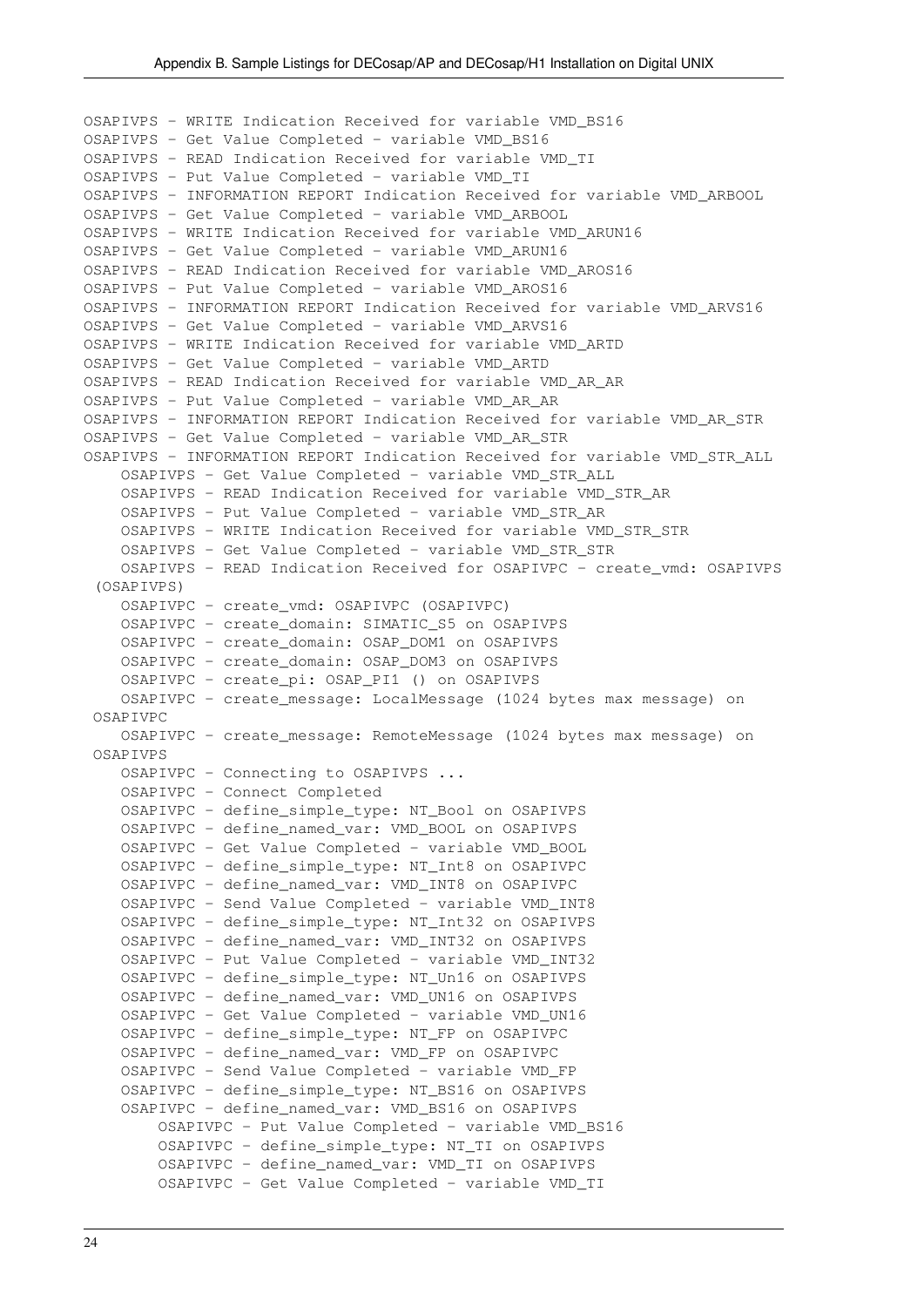```
OSAPIVPS - WRITE Indication Received for variable VMD_BS16
OSAPIVPS - Get Value Completed - variable VMD_BS16
OSAPIVPS - READ Indication Received for variable VMD_TI
OSAPIVPS - Put Value Completed - variable VMD_TI
OSAPIVPS - INFORMATION REPORT Indication Received for variable VMD_ARBOOL
OSAPIVPS - Get Value Completed - variable VMD_ARBOOL
OSAPIVPS - WRITE Indication Received for variable VMD_ARUN16
OSAPIVPS - Get Value Completed - variable VMD_ARUN16
OSAPIVPS - READ Indication Received for variable VMD_AROS16
OSAPIVPS - Put Value Completed - variable VMD_AROS16
OSAPIVPS - INFORMATION REPORT Indication Received for variable VMD_ARVS16
OSAPIVPS - Get Value Completed - variable VMD_ARVS16
OSAPIVPS - WRITE Indication Received for variable VMD_ARTD
OSAPIVPS - Get Value Completed - variable VMD_ARTD
OSAPIVPS - READ Indication Received for variable VMD_AR_AR
OSAPIVPS - Put Value Completed - variable VMD_AR_AR
OSAPIVPS - INFORMATION REPORT Indication Received for variable VMD_AR_STR
OSAPIVPS - Get Value Completed - variable VMD_AR_STR
OSAPIVPS - INFORMATION REPORT Indication Received for variable VMD_STR_ALL
    OSAPIVPS - Get Value Completed - variable VMD_STR_ALL
    OSAPIVPS - READ Indication Received for variable VMD_STR_AR
    OSAPIVPS - Put Value Completed - variable VMD_STR_AR
    OSAPIVPS - WRITE Indication Received for variable VMD_STR_STR
    OSAPIVPS - Get Value Completed - variable VMD_STR_STR
    OSAPIVPS - READ Indication Received for OSAPIVPC - create_vmd: OSAPIVPS
 (OSAPIVPS)
    OSAPIVPC - create_vmd: OSAPIVPC (OSAPIVPC)
    OSAPIVPC - create_domain: SIMATIC_S5 on OSAPIVPS
    OSAPIVPC - create_domain: OSAP_DOM1 on OSAPIVPS
    OSAPIVPC - create_domain: OSAP_DOM3 on OSAPIVPS
    OSAPIVPC - create_pi: OSAP_PI1 () on OSAPIVPS
    OSAPIVPC - create_message: LocalMessage (1024 bytes max message) on
 OSAPIVPC
    OSAPIVPC - create_message: RemoteMessage (1024 bytes max message) on
 OSAPIVPS
    OSAPIVPC - Connecting to OSAPIVPS ...
    OSAPIVPC - Connect Completed
    OSAPIVPC - define_simple_type: NT_Bool on OSAPIVPS
    OSAPIVPC - define_named_var: VMD_BOOL on OSAPIVPS
    OSAPIVPC - Get Value Completed - variable VMD_BOOL
    OSAPIVPC - define_simple_type: NT_Int8 on OSAPIVPC
    OSAPIVPC - define_named_var: VMD_INT8 on OSAPIVPC
    OSAPIVPC - Send Value Completed - variable VMD_INT8
    OSAPIVPC - define_simple_type: NT_Int32 on OSAPIVPS
    OSAPIVPC - define_named_var: VMD_INT32 on OSAPIVPS
    OSAPIVPC - Put Value Completed - variable VMD_INT32
    OSAPIVPC - define_simple_type: NT_Un16 on OSAPIVPS
    OSAPIVPC - define_named_var: VMD_UN16 on OSAPIVPS
    OSAPIVPC - Get Value Completed - variable VMD_UN16
    OSAPIVPC - define_simple_type: NT_FP on OSAPIVPC
    OSAPIVPC - define_named_var: VMD_FP on OSAPIVPC
    OSAPIVPC - Send Value Completed - variable VMD_FP
    OSAPIVPC - define_simple_type: NT_BS16 on OSAPIVPS
    OSAPIVPC - define_named_var: VMD_BS16 on OSAPIVPS
        OSAPIVPC - Put Value Completed - variable VMD_BS16
        OSAPIVPC - define_simple_type: NT_TI on OSAPIVPS
        OSAPIVPC - define_named_var: VMD_TI on OSAPIVPS
        OSAPIVPC - Get Value Completed - variable VMD_TI
```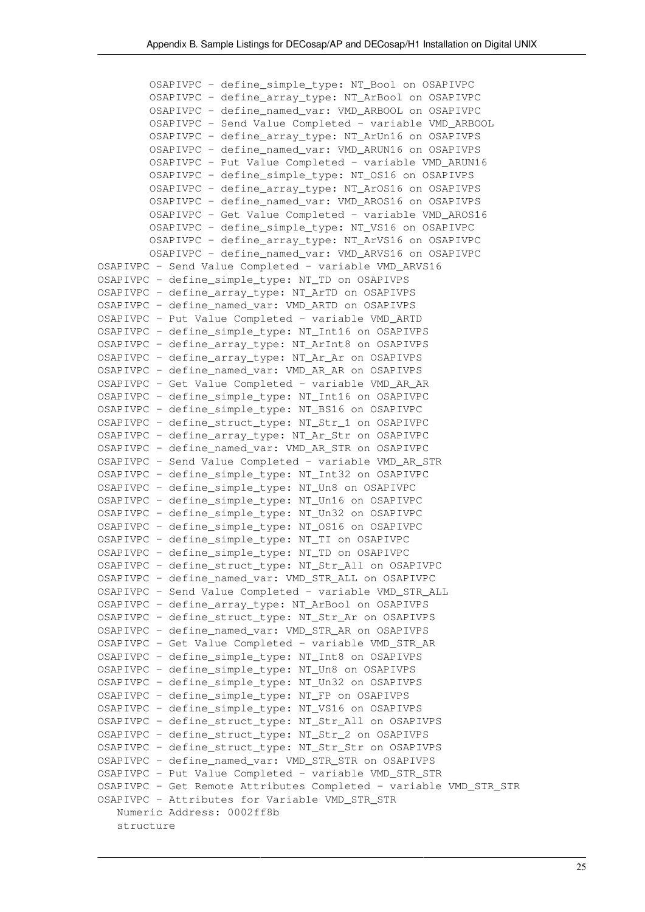```
        OSAPIVPC - define_simple_type: NT_Bool on OSAPIVPC
        OSAPIVPC - define_array_type: NT_ArBool on OSAPIVPC
        OSAPIVPC - define_named_var: VMD_ARBOOL on OSAPIVPC
        OSAPIVPC - Send Value Completed - variable VMD_ARBOOL
        OSAPIVPC - define_array_type: NT_ArUn16 on OSAPIVPS
        OSAPIVPC - define_named_var: VMD_ARUN16 on OSAPIVPS
        OSAPIVPC - Put Value Completed - variable VMD_ARUN16
        OSAPIVPC - define_simple_type: NT_OS16 on OSAPIVPS
        OSAPIVPC - define_array_type: NT_ArOS16 on OSAPIVPS
        OSAPIVPC - define_named_var: VMD_AROS16 on OSAPIVPS
        OSAPIVPC - Get Value Completed - variable VMD_AROS16
        OSAPIVPC - define_simple_type: NT_VS16 on OSAPIVPC
        OSAPIVPC - define_array_type: NT_ArVS16 on OSAPIVPC
        OSAPIVPC - define_named_var: VMD_ARVS16 on OSAPIVPC
OSAPIVPC - Send Value Completed - variable VMD_ARVS16
OSAPIVPC - define_simple_type: NT_TD on OSAPIVPS
OSAPIVPC - define_array_type: NT_ArTD on OSAPIVPS
OSAPIVPC - define_named_var: VMD_ARTD on OSAPIVPS
OSAPIVPC - Put Value Completed - variable VMD_ARTD
OSAPIVPC - define_simple_type: NT_Int16 on OSAPIVPS
OSAPIVPC - define_array_type: NT_ArInt8 on OSAPIVPS
OSAPIVPC - define_array_type: NT_Ar_Ar on OSAPIVPS
OSAPIVPC - define_named_var: VMD_AR_AR on OSAPIVPS
OSAPIVPC - Get Value Completed - variable VMD_AR_AR
OSAPIVPC - define_simple_type: NT_Int16 on OSAPIVPC
OSAPIVPC - define_simple_type: NT_BS16 on OSAPIVPC
OSAPIVPC - define_struct_type: NT_Str_1 on OSAPIVPC
OSAPIVPC - define_array_type: NT_Ar_Str on OSAPIVPC
OSAPIVPC - define_named_var: VMD_AR_STR on OSAPIVPC
OSAPIVPC - Send Value Completed - variable VMD_AR_STR
OSAPIVPC - define_simple_type: NT_Int32 on OSAPIVPC
OSAPIVPC - define_simple_type: NT_Un8 on OSAPIVPC
OSAPIVPC - define_simple_type: NT_Un16 on OSAPIVPC
OSAPIVPC - define_simple_type: NT_Un32 on OSAPIVPC
OSAPIVPC - define_simple_type: NT_OS16 on OSAPIVPC
OSAPIVPC - define_simple_type: NT_TI on OSAPIVPC
OSAPIVPC - define_simple_type: NT_TD on OSAPIVPC
OSAPIVPC - define_struct_type: NT_Str_All on OSAPIVPC
OSAPIVPC - define_named_var: VMD_STR_ALL on OSAPIVPC
OSAPIVPC - Send Value Completed - variable VMD_STR_ALL
OSAPIVPC - define_array_type: NT_ArBool on OSAPIVPS
OSAPIVPC - define_struct_type: NT_Str_Ar on OSAPIVPS
OSAPIVPC - define_named_var: VMD_STR_AR on OSAPIVPS
OSAPIVPC - Get Value Completed - variable VMD_STR_AR
OSAPIVPC - define_simple_type: NT_Int8 on OSAPIVPS
OSAPIVPC - define_simple_type: NT_Un8 on OSAPIVPS
OSAPIVPC - define_simple_type: NT_Un32 on OSAPIVPS
OSAPIVPC - define_simple_type: NT_FP on OSAPIVPS
OSAPIVPC - define_simple_type: NT_VS16 on OSAPIVPS
OSAPIVPC - define_struct_type: NT_Str_All on OSAPIVPS
OSAPIVPC - define_struct_type: NT_Str_2 on OSAPIVPS
OSAPIVPC - define_struct_type: NT_Str_Str on OSAPIVPS
OSAPIVPC - define_named_var: VMD_STR_STR on OSAPIVPS
OSAPIVPC - Put Value Completed - variable VMD_STR_STR
OSAPIVPC - Get Remote Attributes Completed - variable VMD_STR_STR
OSAPIVPC - Attributes for Variable VMD_STR_STR
   Numeric Address: 0002ff8b
   structure
```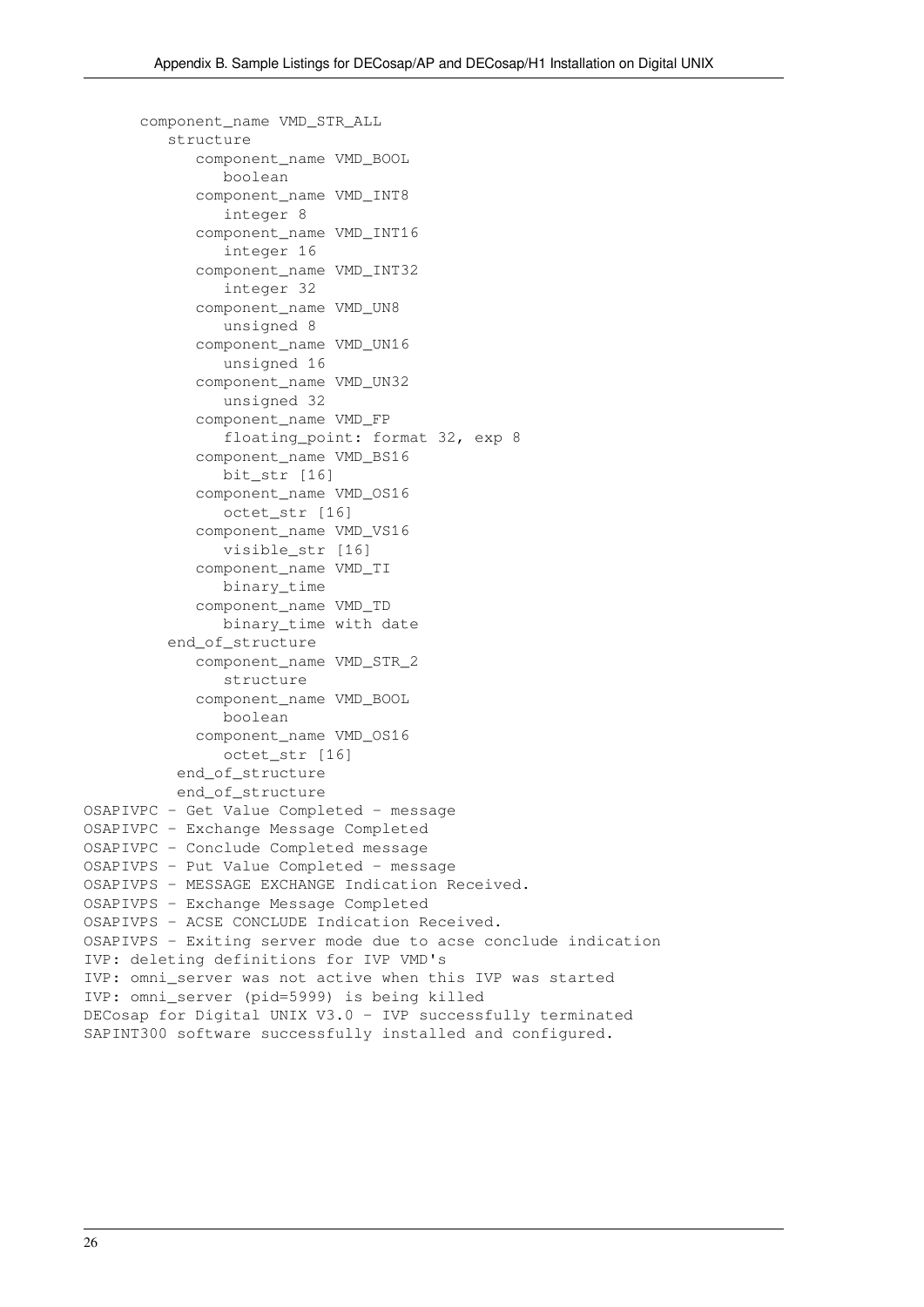```
      component_name VMD_STR_ALL
         structure
            component_name VMD_BOOL
               boolean
            component_name VMD_INT8
               integer 8
            component_name VMD_INT16
               integer 16
            component_name VMD_INT32
               integer 32
            component_name VMD_UN8
               unsigned 8
            component_name VMD_UN16
               unsigned 16
            component_name VMD_UN32
               unsigned 32
            component_name VMD_FP
               floating_point: format 32, exp 8
            component_name VMD_BS16
               bit_str [16]
            component_name VMD_OS16
               octet_str [16]
            component_name VMD_VS16
               visible_str [16]
            component_name VMD_TI
               binary_time
            component_name VMD_TD
               binary_time with date
         end_of_structure
            component_name VMD_STR_2
               structure
            component_name VMD_BOOL
               boolean
            component_name VMD_OS16
               octet_str [16]
          end_of_structure
          end_of_structure
OSAPIVPC - Get Value Completed - message
OSAPIVPC - Exchange Message Completed
OSAPIVPC - Conclude Completed message
OSAPIVPS - Put Value Completed - message
OSAPIVPS - MESSAGE EXCHANGE Indication Received.
OSAPIVPS - Exchange Message Completed
OSAPIVPS - ACSE CONCLUDE Indication Received.
OSAPIVPS - Exiting server mode due to acse conclude indication
IVP: deleting definitions for IVP VMD's
IVP: omni_server was not active when this IVP was started
IVP: omni_server (pid=5999) is being killed
DECosap for Digital UNIX V3.0 - IVP successfully terminated
SAPINT300 software successfully installed and configured.
```